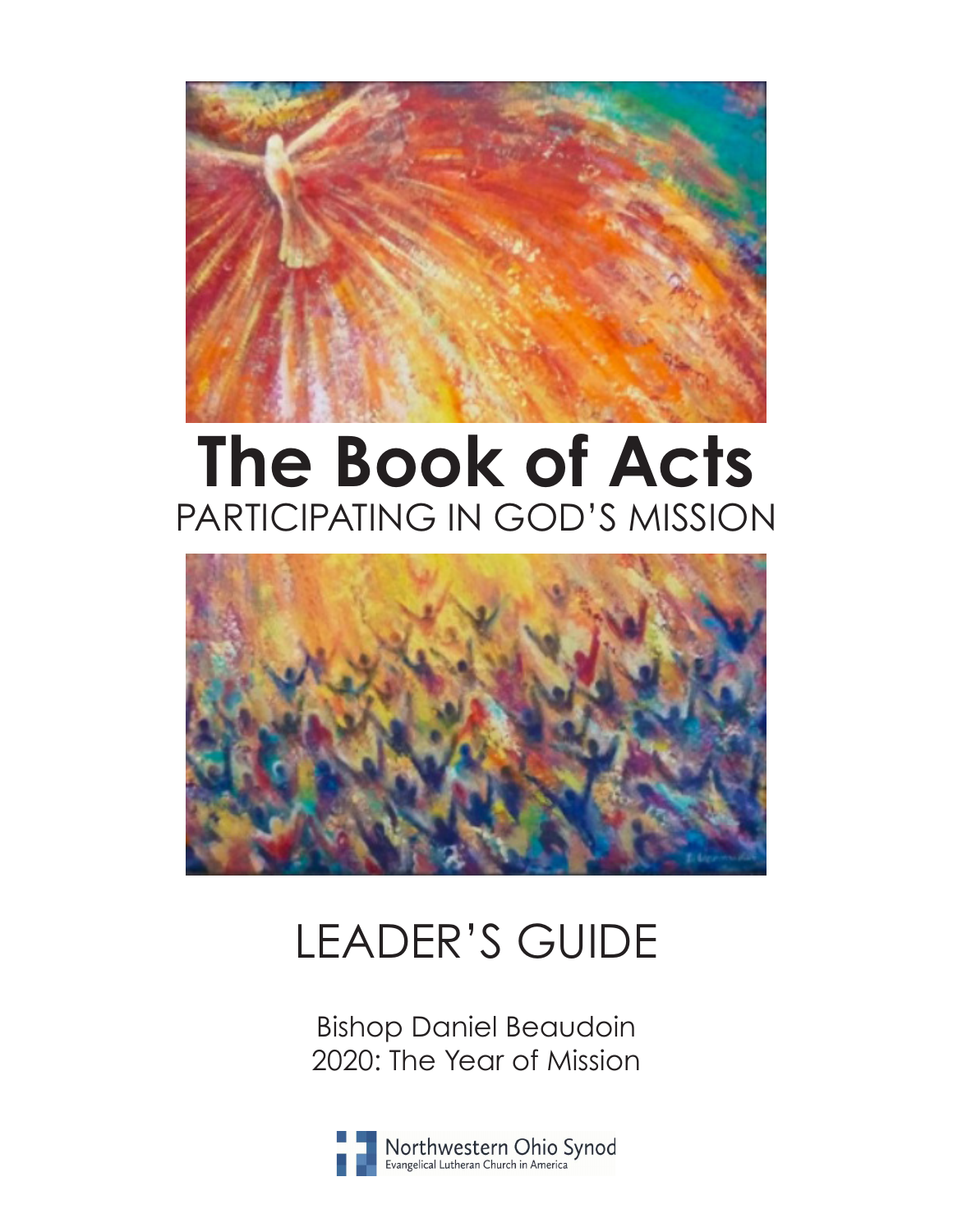# The Book of Acts

PARTICIPATING IN GOD'S MISSION

LEADER'S GUIDE

Bishop Daniel Beaudoin
2020: The Year of Mission

Northwestern Ohio Synod
Evangelical Lutheran Church in America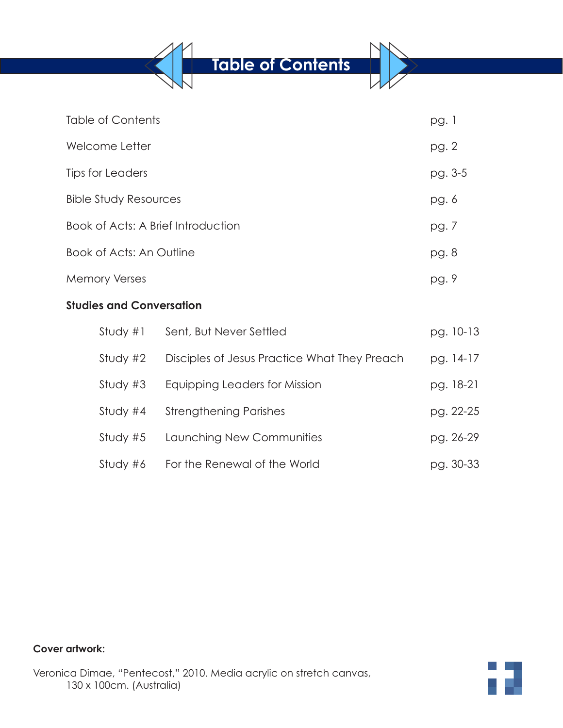# Table of Contents

| | | |
|---|---|---|
| Table of Contents | | pg. 1 |
| Welcome Letter | | pg. 2 |
| Tips for Leaders | | pg. 3-5 |
| Bible Study Resources | | pg. 6 |
| Book of Acts: A Brief Introduction | | pg. 7 |
| Book of Acts: An Outline | | pg. 8 |
| Memory Verses | | pg. 9 |
| **Studies and Conversation** | | |
| Study #1 | Sent, But Never Settled | pg. 10-13 |
| Study #2 | Disciples of Jesus Practice What They Preach | pg. 14-17 |
| Study #3 | Equipping Leaders for Mission | pg. 18-21 |
| Study #4 | Strengthening Parishes | pg. 22-25 |
| Study #5 | Launching New Communities | pg. 26-29 |
| Study #6 | For the Renewal of the World | pg. 30-33 |

**Cover artwork:**

Veronica Dimae, "Pentecost," 2010. Media acrylic on stretch canvas, 130 x 100cm. (Australia)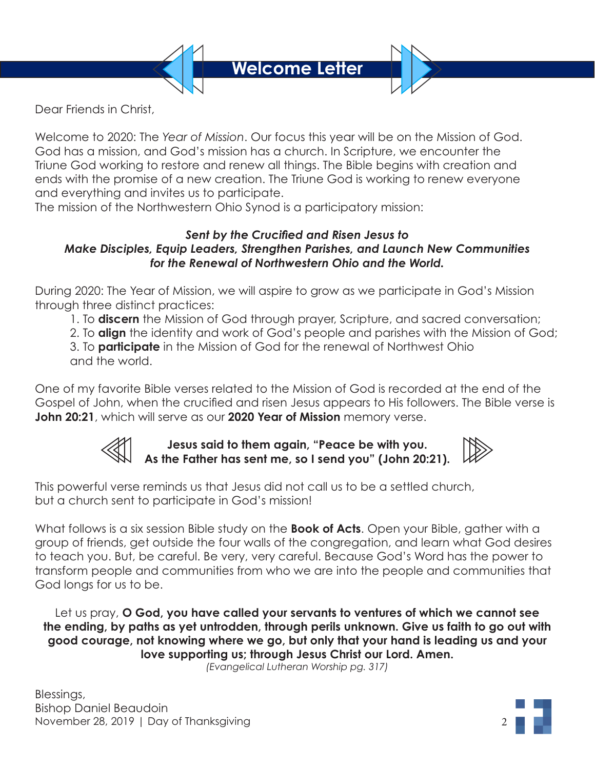# Welcome Letter

Dear Friends in Christ,

Welcome to 2020: The *Year of Mission*. Our focus this year will be on the Mission of God. God has a mission, and God's mission has a church. In Scripture, we encounter the Triune God working to restore and renew all things. The Bible begins with creation and ends with the promise of a new creation. The Triune God is working to renew everyone and everything and invites us to participate.
The mission of the Northwestern Ohio Synod is a participatory mission:

***Sent by the Crucified and Risen Jesus to Make Disciples, Equip Leaders, Strengthen Parishes, and Launch New Communities for the Renewal of Northwestern Ohio and the World.***

During 2020: The Year of Mission, we will aspire to grow as we participate in God's Mission through three distinct practices:

1. To **discern** the Mission of God through prayer, Scripture, and sacred conversation;
2. To **align** the identity and work of God's people and parishes with the Mission of God;
3. To **participate** in the Mission of God for the renewal of Northwest Ohio and the world.

One of my favorite Bible verses related to the Mission of God is recorded at the end of the Gospel of John, when the crucified and risen Jesus appears to His followers. The Bible verse is **John 20:21**, which will serve as our **2020 Year of Mission** memory verse.

**Jesus said to them again, "Peace be with you. As the Father has sent me, so I send you" (John 20:21).**

This powerful verse reminds us that Jesus did not call us to be a settled church, but a church sent to participate in God's mission!

What follows is a six session Bible study on the **Book of Acts**. Open your Bible, gather with a group of friends, get outside the four walls of the congregation, and learn what God desires to teach you. But, be careful. Be very, very careful. Because God's Word has the power to transform people and communities from who we are into the people and communities that God longs for us to be.

Let us pray, **O God, you have called your servants to ventures of which we cannot see the ending, by paths as yet untrodden, through perils unknown. Give us faith to go out with good courage, not knowing where we go, but only that your hand is leading us and your love supporting us; through Jesus Christ our Lord. Amen.**
*(Evangelical Lutheran Worship pg. 317)*

Blessings,
Bishop Daniel Beaudoin
November 28, 2019 | Day of Thanksgiving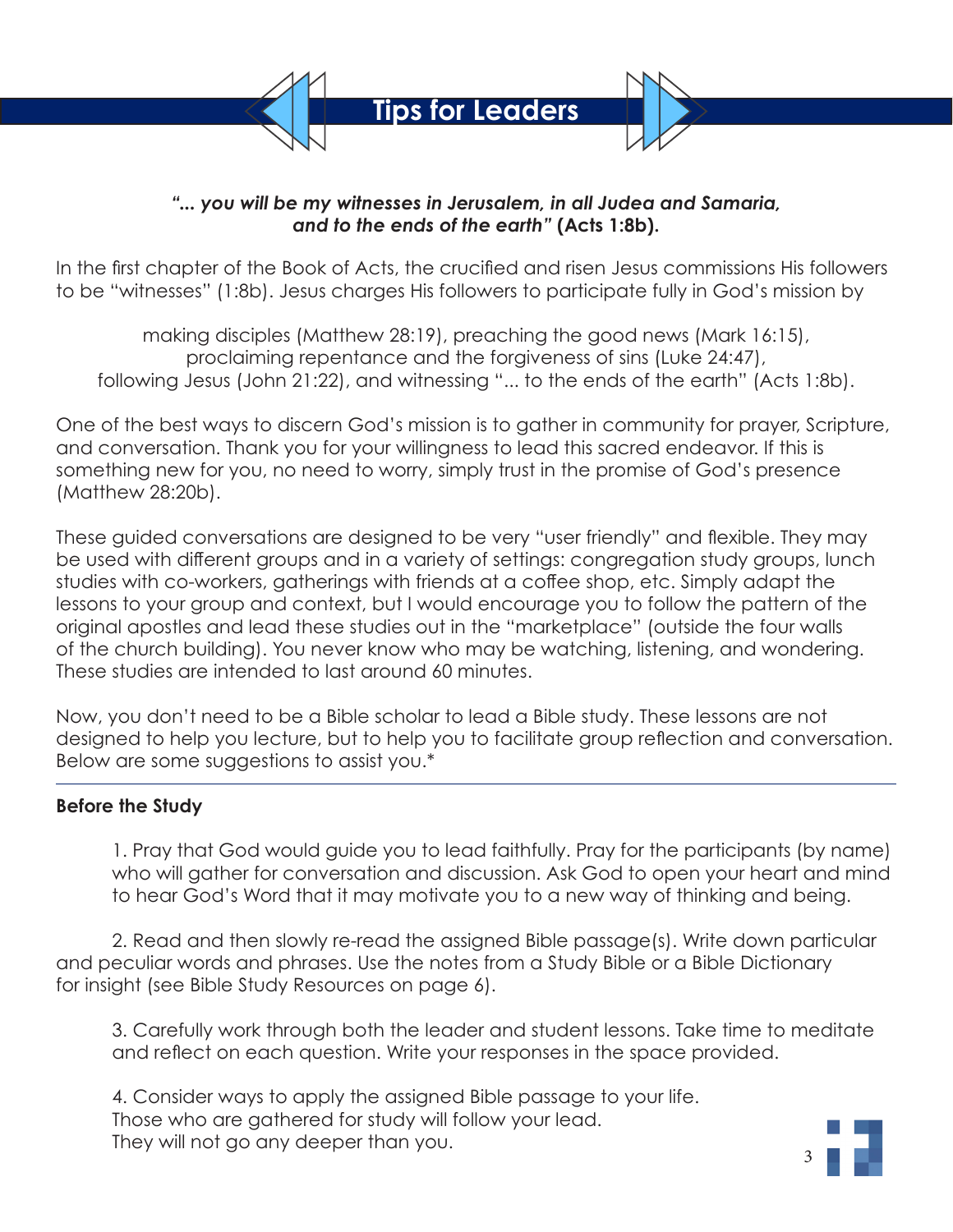# Tips for Leaders

***"... you will be my witnesses in Jerusalem, in all Judea and Samaria, and to the ends of the earth"* (Acts 1:8b).**

In the first chapter of the Book of Acts, the crucified and risen Jesus commissions His followers to be "witnesses" (1:8b). Jesus charges His followers to participate fully in God's mission by

making disciples (Matthew 28:19), preaching the good news (Mark 16:15),
proclaiming repentance and the forgiveness of sins (Luke 24:47),
following Jesus (John 21:22), and witnessing "... to the ends of the earth" (Acts 1:8b).

One of the best ways to discern God's mission is to gather in community for prayer, Scripture, and conversation. Thank you for your willingness to lead this sacred endeavor. If this is something new for you, no need to worry, simply trust in the promise of God's presence (Matthew 28:20b).

These guided conversations are designed to be very "user friendly" and flexible. They may be used with different groups and in a variety of settings: congregation study groups, lunch studies with co-workers, gatherings with friends at a coffee shop, etc. Simply adapt the lessons to your group and context, but I would encourage you to follow the pattern of the original apostles and lead these studies out in the "marketplace" (outside the four walls of the church building). You never know who may be watching, listening, and wondering. These studies are intended to last around 60 minutes.

Now, you don't need to be a Bible scholar to lead a Bible study. These lessons are not designed to help you lecture, but to help you to facilitate group reflection and conversation. Below are some suggestions to assist you.*

---

**Before the Study**

1. Pray that God would guide you to lead faithfully. Pray for the participants (by name) who will gather for conversation and discussion. Ask God to open your heart and mind to hear God's Word that it may motivate you to a new way of thinking and being.

2. Read and then slowly re-read the assigned Bible passage(s). Write down particular and peculiar words and phrases. Use the notes from a Study Bible or a Bible Dictionary for insight (see Bible Study Resources on page 6).

3. Carefully work through both the leader and student lessons. Take time to meditate and reflect on each question. Write your responses in the space provided.

4. Consider ways to apply the assigned Bible passage to your life.
Those who are gathered for study will follow your lead.
They will not go any deeper than you.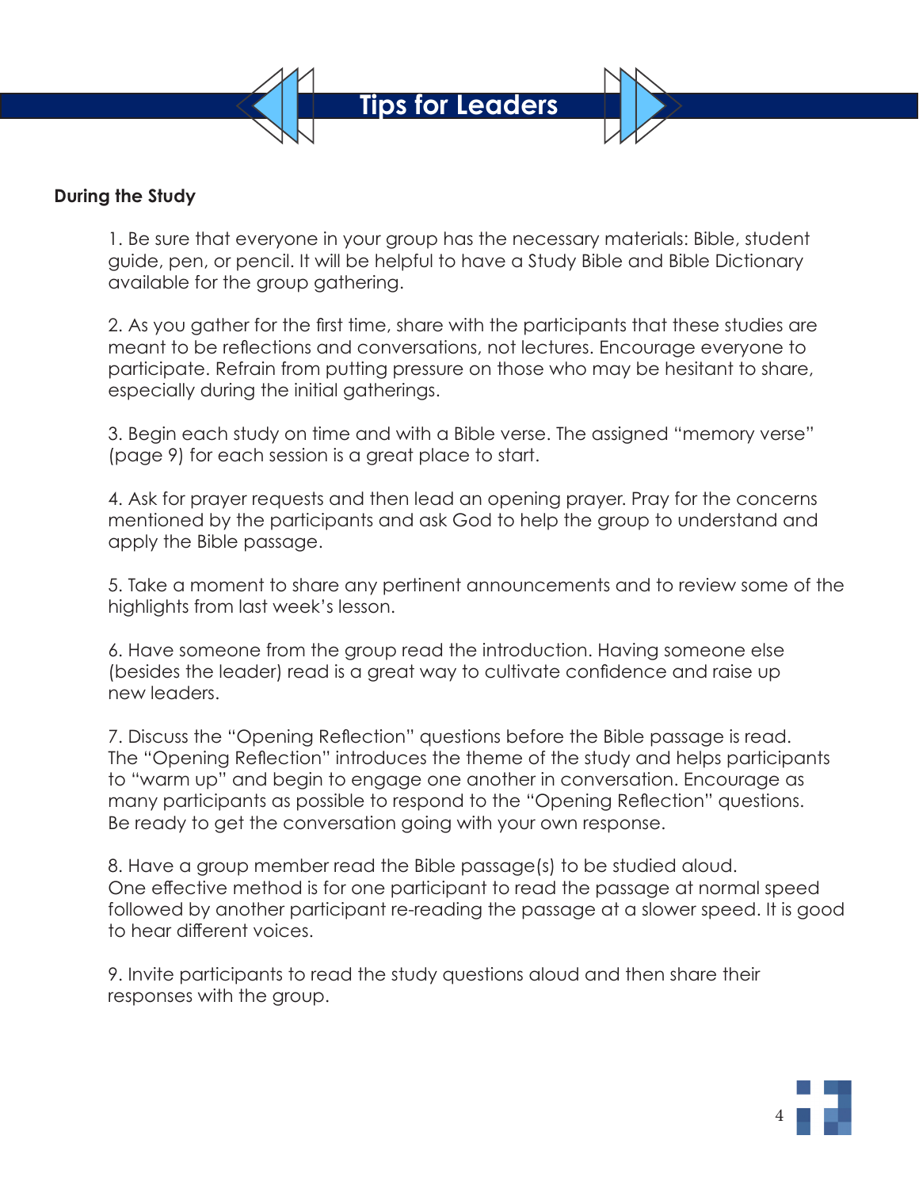# Tips for Leaders

**During the Study**

1. Be sure that everyone in your group has the necessary materials: Bible, student guide, pen, or pencil. It will be helpful to have a Study Bible and Bible Dictionary available for the group gathering.

2. As you gather for the first time, share with the participants that these studies are meant to be reflections and conversations, not lectures. Encourage everyone to participate. Refrain from putting pressure on those who may be hesitant to share, especially during the initial gatherings.

3. Begin each study on time and with a Bible verse. The assigned "memory verse" (page 9) for each session is a great place to start.

4. Ask for prayer requests and then lead an opening prayer. Pray for the concerns mentioned by the participants and ask God to help the group to understand and apply the Bible passage.

5. Take a moment to share any pertinent announcements and to review some of the highlights from last week's lesson.

6. Have someone from the group read the introduction. Having someone else (besides the leader) read is a great way to cultivate confidence and raise up new leaders.

7. Discuss the "Opening Reflection" questions before the Bible passage is read. The "Opening Reflection" introduces the theme of the study and helps participants to "warm up" and begin to engage one another in conversation. Encourage as many participants as possible to respond to the "Opening Reflection" questions. Be ready to get the conversation going with your own response.

8. Have a group member read the Bible passage(s) to be studied aloud. One effective method is for one participant to read the passage at normal speed followed by another participant re-reading the passage at a slower speed. It is good to hear different voices.

9. Invite participants to read the study questions aloud and then share their responses with the group.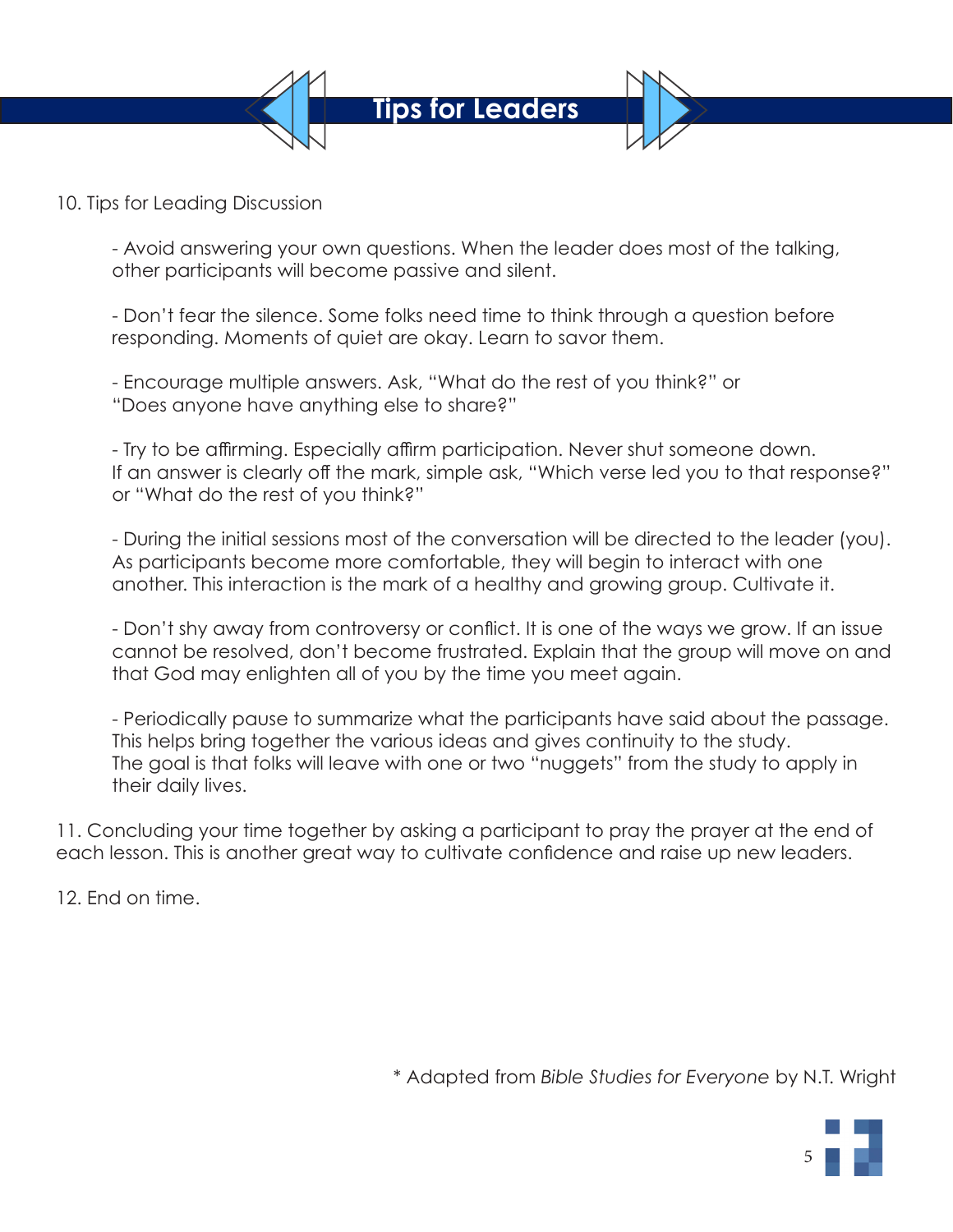# Tips for Leaders

10. Tips for Leading Discussion

- Avoid answering your own questions. When the leader does most of the talking, other participants will become passive and silent.

- Don't fear the silence. Some folks need time to think through a question before responding. Moments of quiet are okay. Learn to savor them.

- Encourage multiple answers. Ask, "What do the rest of you think?" or "Does anyone have anything else to share?"

- Try to be affirming. Especially affirm participation. Never shut someone down. If an answer is clearly off the mark, simple ask, "Which verse led you to that response?" or "What do the rest of you think?"

- During the initial sessions most of the conversation will be directed to the leader (you). As participants become more comfortable, they will begin to interact with one another. This interaction is the mark of a healthy and growing group. Cultivate it.

- Don't shy away from controversy or conflict. It is one of the ways we grow. If an issue cannot be resolved, don't become frustrated. Explain that the group will move on and that God may enlighten all of you by the time you meet again.

- Periodically pause to summarize what the participants have said about the passage. This helps bring together the various ideas and gives continuity to the study. The goal is that folks will leave with one or two "nuggets" from the study to apply in their daily lives.

11. Concluding your time together by asking a participant to pray the prayer at the end of each lesson. This is another great way to cultivate confidence and raise up new leaders.

12. End on time.

\* Adapted from *Bible Studies for Everyone* by N.T. Wright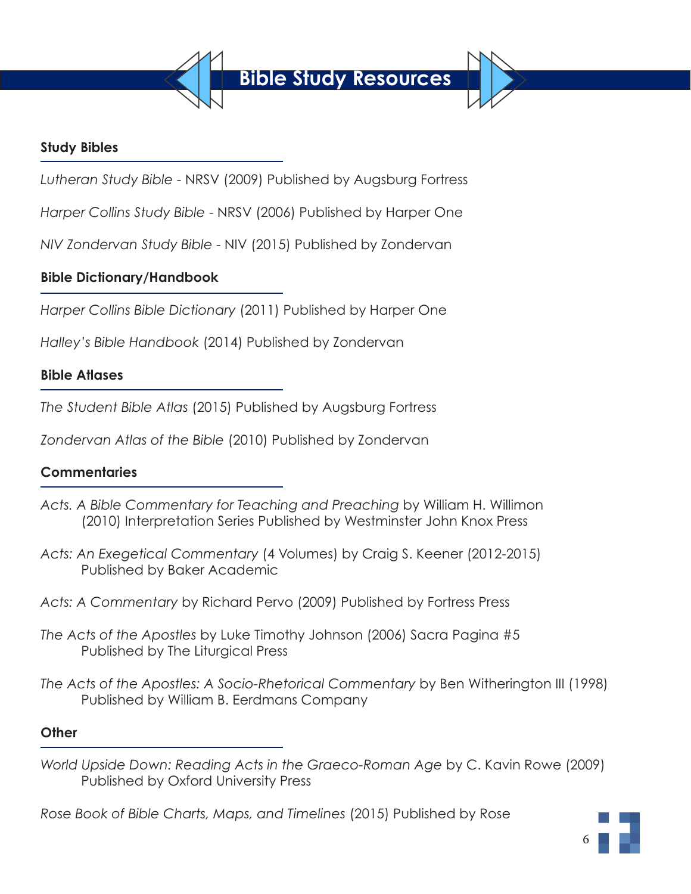# Bible Study Resources

## Study Bibles

*Lutheran Study Bible* - NRSV (2009) Published by Augsburg Fortress

*Harper Collins Study Bible* - NRSV (2006) Published by Harper One

*NIV Zondervan Study Bible* - NIV (2015) Published by Zondervan

## Bible Dictionary/Handbook

*Harper Collins Bible Dictionary* (2011) Published by Harper One

*Halley's Bible Handbook* (2014) Published by Zondervan

## Bible Atlases

*The Student Bible Atlas* (2015) Published by Augsburg Fortress

*Zondervan Atlas of the Bible* (2010) Published by Zondervan

## Commentaries

*Acts. A Bible Commentary for Teaching and Preaching* by William H. Willimon (2010) Interpretation Series Published by Westminster John Knox Press

*Acts: An Exegetical Commentary* (4 Volumes) by Craig S. Keener (2012-2015) Published by Baker Academic

*Acts: A Commentary* by Richard Pervo (2009) Published by Fortress Press

*The Acts of the Apostles* by Luke Timothy Johnson (2006) Sacra Pagina #5 Published by The Liturgical Press

*The Acts of the Apostles: A Socio-Rhetorical Commentary* by Ben Witherington III (1998) Published by William B. Eerdmans Company

## Other

*World Upside Down: Reading Acts in the Graeco-Roman Age* by C. Kavin Rowe (2009) Published by Oxford University Press

*Rose Book of Bible Charts, Maps, and Timelines* (2015) Published by Rose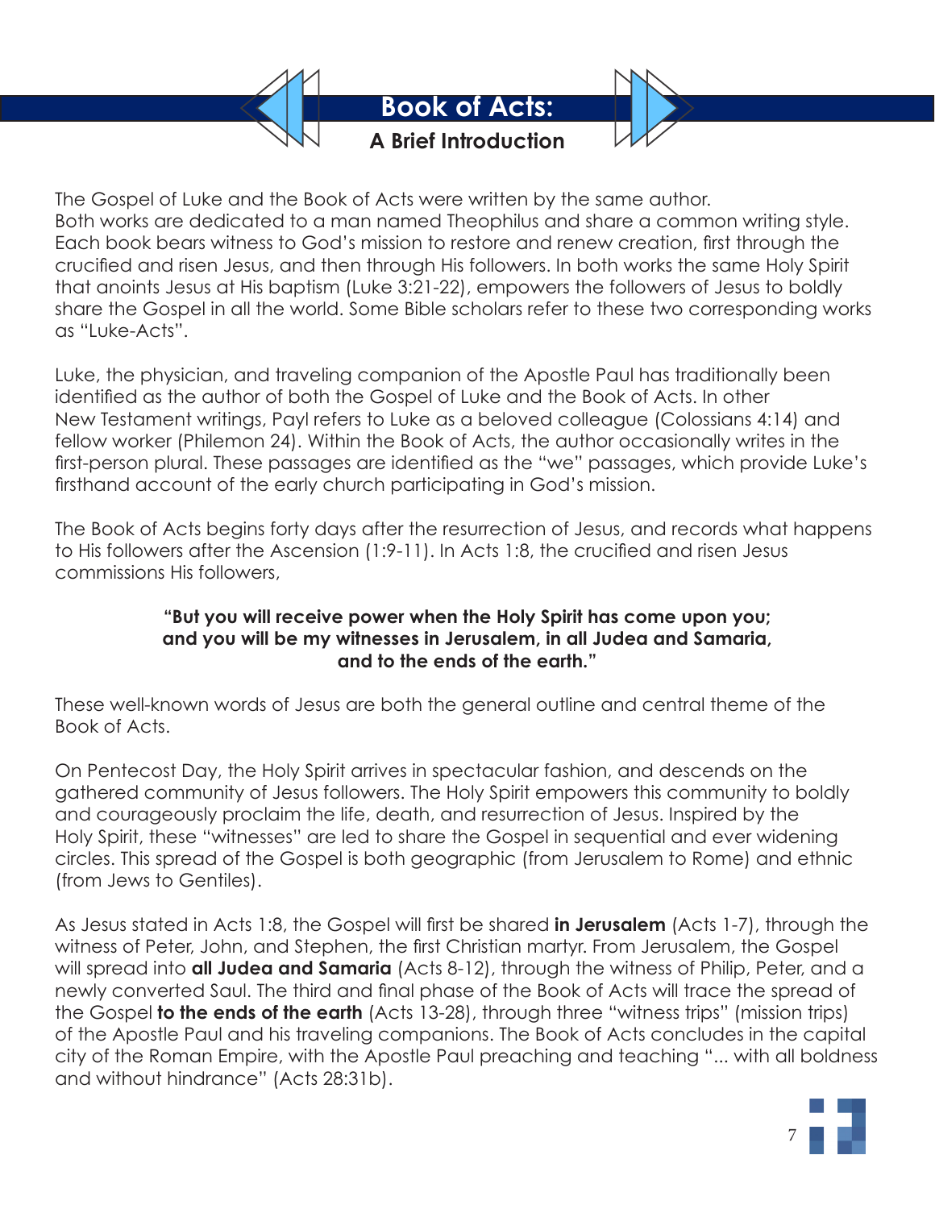# Book of Acts:

## A Brief Introduction

The Gospel of Luke and the Book of Acts were written by the same author. Both works are dedicated to a man named Theophilus and share a common writing style. Each book bears witness to God's mission to restore and renew creation, first through the crucified and risen Jesus, and then through His followers. In both works the same Holy Spirit that anoints Jesus at His baptism (Luke 3:21-22), empowers the followers of Jesus to boldly share the Gospel in all the world. Some Bible scholars refer to these two corresponding works as "Luke-Acts".

Luke, the physician, and traveling companion of the Apostle Paul has traditionally been identified as the author of both the Gospel of Luke and the Book of Acts. In other New Testament writings, Payl refers to Luke as a beloved colleague (Colossians 4:14) and fellow worker (Philemon 24). Within the Book of Acts, the author occasionally writes in the first-person plural. These passages are identified as the "we" passages, which provide Luke's firsthand account of the early church participating in God's mission.

The Book of Acts begins forty days after the resurrection of Jesus, and records what happens to His followers after the Ascension (1:9-11). In Acts 1:8, the crucified and risen Jesus commissions His followers,

**"But you will receive power when the Holy Spirit has come upon you; and you will be my witnesses in Jerusalem, in all Judea and Samaria, and to the ends of the earth."**

These well-known words of Jesus are both the general outline and central theme of the Book of Acts.

On Pentecost Day, the Holy Spirit arrives in spectacular fashion, and descends on the gathered community of Jesus followers. The Holy Spirit empowers this community to boldly and courageously proclaim the life, death, and resurrection of Jesus. Inspired by the Holy Spirit, these "witnesses" are led to share the Gospel in sequential and ever widening circles. This spread of the Gospel is both geographic (from Jerusalem to Rome) and ethnic (from Jews to Gentiles).

As Jesus stated in Acts 1:8, the Gospel will first be shared **in Jerusalem** (Acts 1-7), through the witness of Peter, John, and Stephen, the first Christian martyr. From Jerusalem, the Gospel will spread into **all Judea and Samaria** (Acts 8-12), through the witness of Philip, Peter, and a newly converted Saul. The third and final phase of the Book of Acts will trace the spread of the Gospel **to the ends of the earth** (Acts 13-28), through three "witness trips" (mission trips) of the Apostle Paul and his traveling companions. The Book of Acts concludes in the capital city of the Roman Empire, with the Apostle Paul preaching and teaching "... with all boldness and without hindrance" (Acts 28:31b).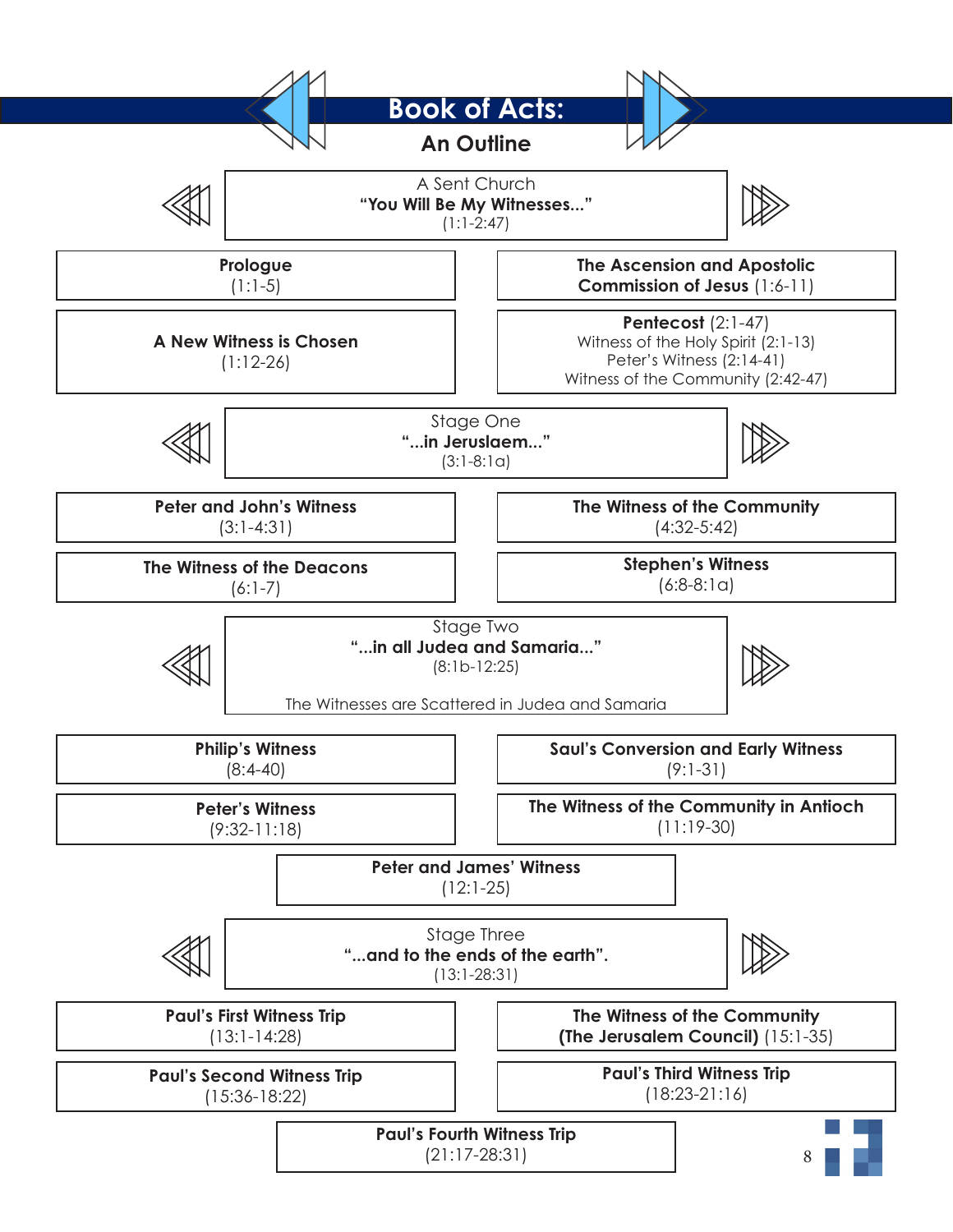# Book of Acts:

## An Outline

### A Sent Church
**"You Will Be My Witnesses..."**
(1:1-2:47)

**Prologue**
(1:1-5)

**The Ascension and Apostolic Commission of Jesus** (1:6-11)

**A New Witness is Chosen**
(1:12-26)

**Pentecost** (2:1-47)
- Witness of the Holy Spirit (2:1-13)
- Peter's Witness (2:14-41)
- Witness of the Community (2:42-47)

### Stage One
**"...in Jeruslaem..."**
(3:1-8:1a)

**Peter and John's Witness**
(3:1-4:31)

**The Witness of the Community**
(4:32-5:42)

**The Witness of the Deacons**
(6:1-7)

**Stephen's Witness**
(6:8-8:1a)

### Stage Two
**"...in all Judea and Samaria..."**
(8:1b-12:25)

The Witnesses are Scattered in Judea and Samaria

**Philip's Witness**
(8:4-40)

**Saul's Conversion and Early Witness**
(9:1-31)

**Peter's Witness**
(9:32-11:18)

**The Witness of the Community in Antioch**
(11:19-30)

**Peter and James' Witness**
(12:1-25)

### Stage Three
**"...and to the ends of the earth".**
(13:1-28:31)

**Paul's First Witness Trip**
(13:1-14:28)

**The Witness of the Community (The Jerusalem Council)** (15:1-35)

**Paul's Second Witness Trip**
(15:36-18:22)

**Paul's Third Witness Trip**
(18:23-21:16)

**Paul's Fourth Witness Trip**
(21:17-28:31)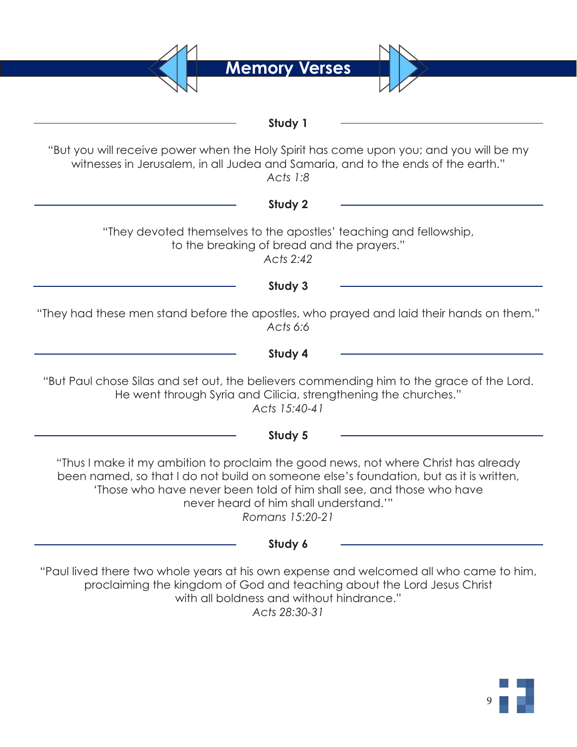# Memory Verses

### Study 1

"But you will receive power when the Holy Spirit has come upon you; and you will be my witnesses in Jerusalem, in all Judea and Samaria, and to the ends of the earth."
*Acts 1:8*

### Study 2

"They devoted themselves to the apostles' teaching and fellowship, to the breaking of bread and the prayers."
*Acts 2:42*

### Study 3

"They had these men stand before the apostles, who prayed and laid their hands on them."
*Acts 6:6*

### Study 4

"But Paul chose Silas and set out, the believers commending him to the grace of the Lord. He went through Syria and Cilicia, strengthening the churches."
*Acts 15:40-41*

### Study 5

"Thus I make it my ambition to proclaim the good news, not where Christ has already been named, so that I do not build on someone else's foundation, but as it is written, 'Those who have never been told of him shall see, and those who have never heard of him shall understand.'"
*Romans 15:20-21*

### Study 6

"Paul lived there two whole years at his own expense and welcomed all who came to him, proclaiming the kingdom of God and teaching about the Lord Jesus Christ with all boldness and without hindrance."
*Acts 28:30-31*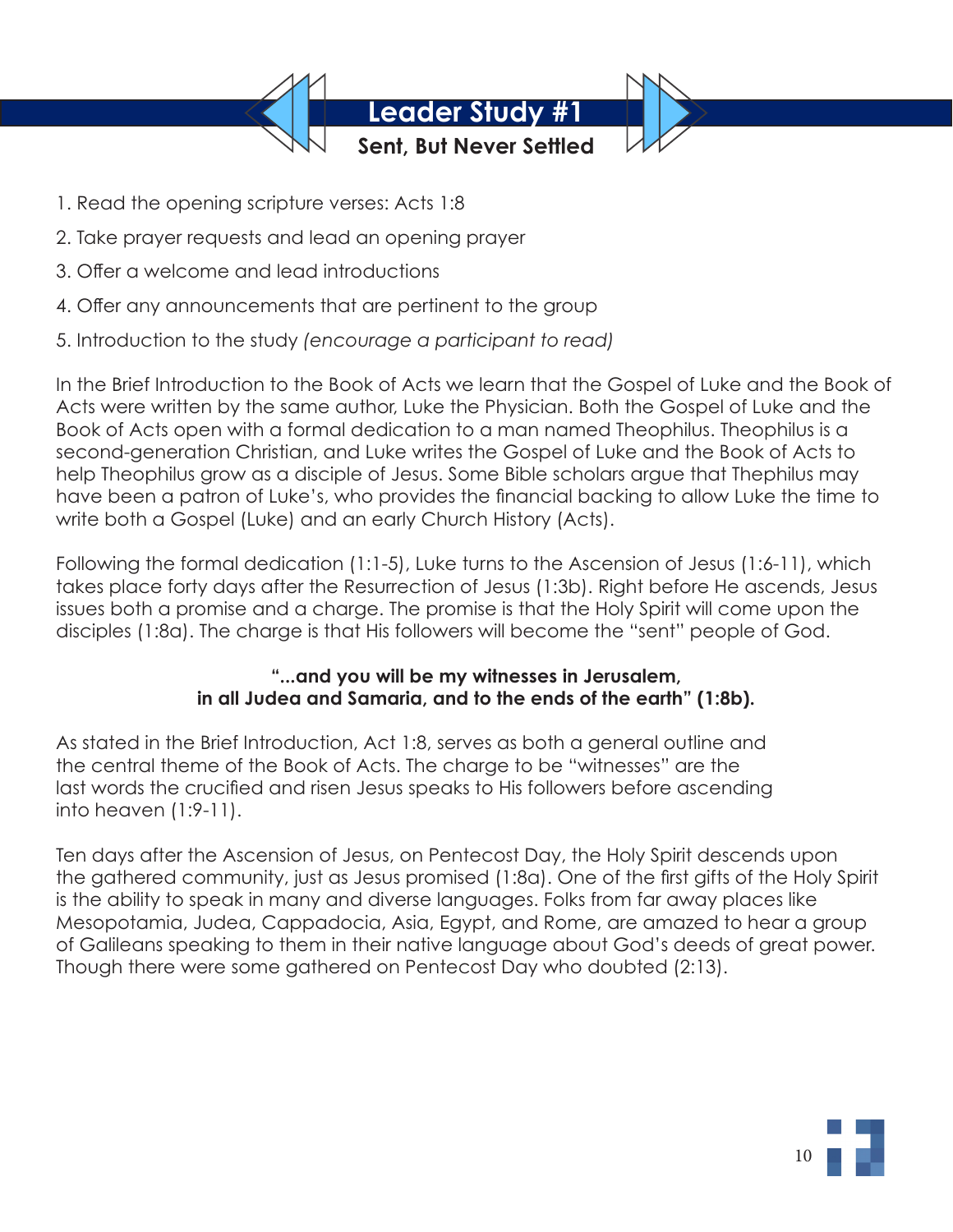# Leader Study #1

## Sent, But Never Settled

1. Read the opening scripture verses: Acts 1:8
2. Take prayer requests and lead an opening prayer
3. Offer a welcome and lead introductions
4. Offer any announcements that are pertinent to the group
5. Introduction to the study *(encourage a participant to read)*

In the Brief Introduction to the Book of Acts we learn that the Gospel of Luke and the Book of Acts were written by the same author, Luke the Physician. Both the Gospel of Luke and the Book of Acts open with a formal dedication to a man named Theophilus. Theophilus is a second-generation Christian, and Luke writes the Gospel of Luke and the Book of Acts to help Theophilus grow as a disciple of Jesus. Some Bible scholars argue that Thephilus may have been a patron of Luke's, who provides the financial backing to allow Luke the time to write both a Gospel (Luke) and an early Church History (Acts).

Following the formal dedication (1:1-5), Luke turns to the Ascension of Jesus (1:6-11), which takes place forty days after the Resurrection of Jesus (1:3b). Right before He ascends, Jesus issues both a promise and a charge. The promise is that the Holy Spirit will come upon the disciples (1:8a). The charge is that His followers will become the "sent" people of God.

**"...and you will be my witnesses in Jerusalem, in all Judea and Samaria, and to the ends of the earth" (1:8b).**

As stated in the Brief Introduction, Act 1:8, serves as both a general outline and the central theme of the Book of Acts. The charge to be "witnesses" are the last words the crucified and risen Jesus speaks to His followers before ascending into heaven (1:9-11).

Ten days after the Ascension of Jesus, on Pentecost Day, the Holy Spirit descends upon the gathered community, just as Jesus promised (1:8a). One of the first gifts of the Holy Spirit is the ability to speak in many and diverse languages. Folks from far away places like Mesopotamia, Judea, Cappadocia, Asia, Egypt, and Rome, are amazed to hear a group of Galileans speaking to them in their native language about God's deeds of great power. Though there were some gathered on Pentecost Day who doubted (2:13).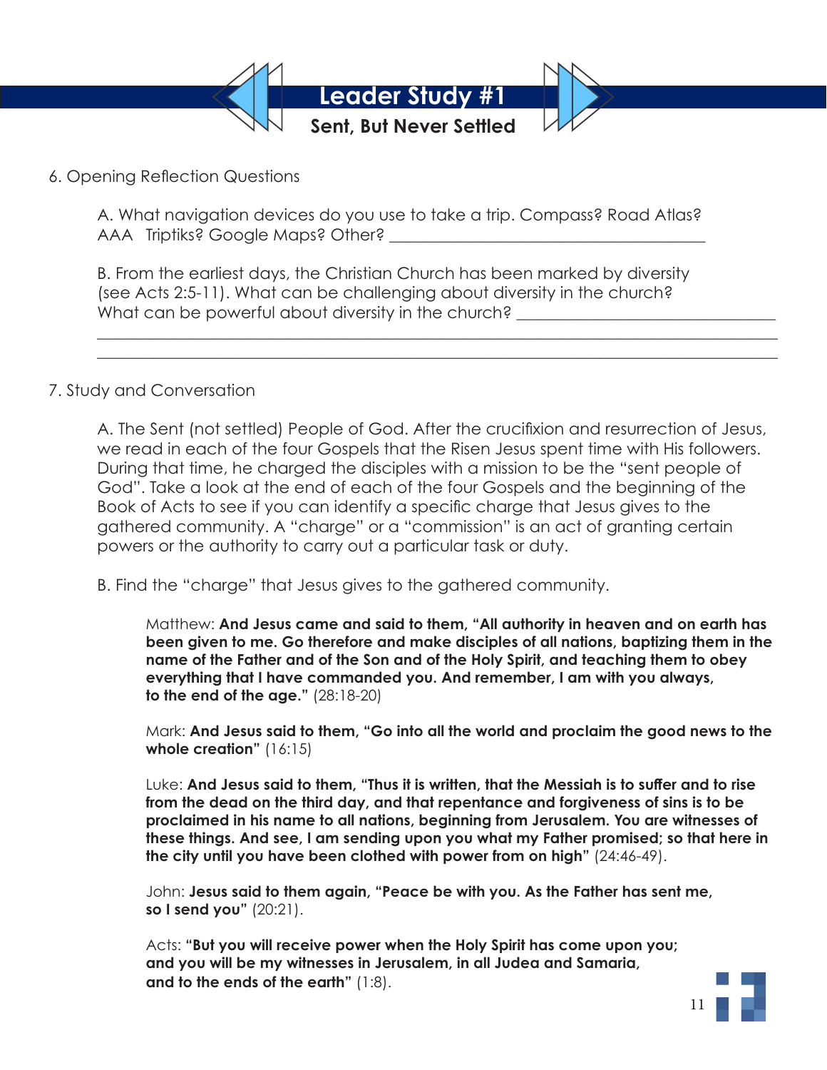# Leader Study #1

## Sent, But Never Settled

6. Opening Reflection Questions

A. What navigation devices do you use to take a trip. Compass? Road Atlas? AAA Triptiks? Google Maps? Other? ______________________________________

B. From the earliest days, the Christian Church has been marked by diversity (see Acts 2:5-11). What can be challenging about diversity in the church? What can be powerful about diversity in the church? ______________________________
__________________________________________________________________________
__________________________________________________________________________

7. Study and Conversation

A. The Sent (not settled) People of God. After the crucifixion and resurrection of Jesus, we read in each of the four Gospels that the Risen Jesus spent time with His followers. During that time, he charged the disciples with a mission to be the "sent people of God". Take a look at the end of each of the four Gospels and the beginning of the Book of Acts to see if you can identify a specific charge that Jesus gives to the gathered community. A "charge" or a "commission" is an act of granting certain powers or the authority to carry out a particular task or duty.

B. Find the "charge" that Jesus gives to the gathered community.

Matthew: **And Jesus came and said to them, "All authority in heaven and on earth has been given to me. Go therefore and make disciples of all nations, baptizing them in the name of the Father and of the Son and of the Holy Spirit, and teaching them to obey everything that I have commanded you. And remember, I am with you always, to the end of the age."** (28:18-20)

Mark: **And Jesus said to them, "Go into all the world and proclaim the good news to the whole creation"** (16:15)

Luke: **And Jesus said to them, "Thus it is written, that the Messiah is to suffer and to rise from the dead on the third day, and that repentance and forgiveness of sins is to be proclaimed in his name to all nations, beginning from Jerusalem. You are witnesses of these things. And see, I am sending upon you what my Father promised; so that here in the city until you have been clothed with power from on high"** (24:46-49).

John: **Jesus said to them again, "Peace be with you. As the Father has sent me, so I send you"** (20:21).

Acts: **"But you will receive power when the Holy Spirit has come upon you; and you will be my witnesses in Jerusalem, in all Judea and Samaria, and to the ends of the earth"** (1:8).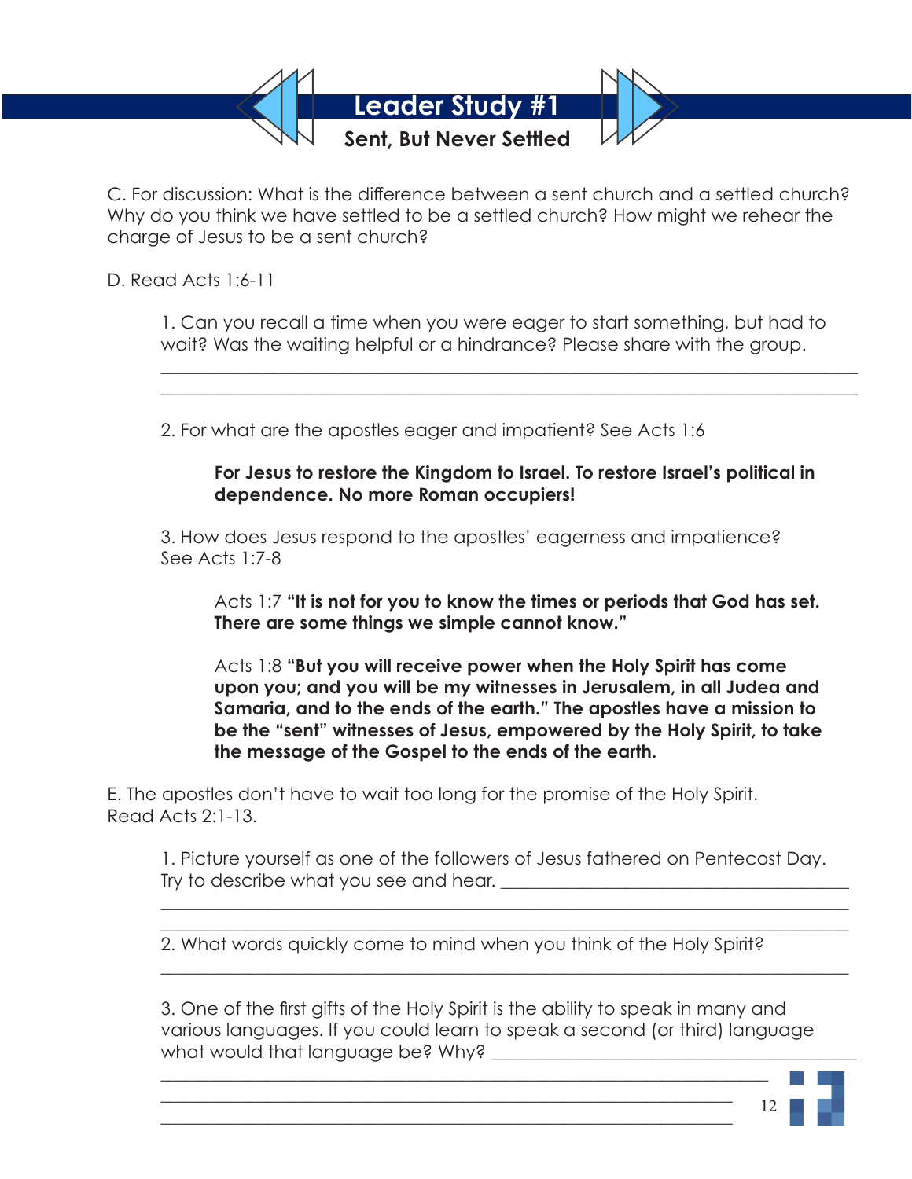# Leader Study #1

## Sent, But Never Settled

C. For discussion: What is the difference between a sent church and a settled church? Why do you think we have settled to be a settled church? How might we rehear the charge of Jesus to be a sent church?

D. Read Acts 1:6-11

1. Can you recall a time when you were eager to start something, but had to wait? Was the waiting helpful or a hindrance? Please share with the group.

______________________________________________________________________________
______________________________________________________________________________

2. For what are the apostles eager and impatient? See Acts 1:6

**For Jesus to restore the Kingdom to Israel. To restore Israel's political in dependence. No more Roman occupiers!**

3. How does Jesus respond to the apostles' eagerness and impatience? See Acts 1:7-8

Acts 1:7 **"It is not for you to know the times or periods that God has set. There are some things we simple cannot know."**

Acts 1:8 **"But you will receive power when the Holy Spirit has come upon you; and you will be my witnesses in Jerusalem, in all Judea and Samaria, and to the ends of the earth." The apostles have a mission to be the "sent" witnesses of Jesus, empowered by the Holy Spirit, to take the message of the Gospel to the ends of the earth.**

E. The apostles don't have to wait too long for the promise of the Holy Spirit. Read Acts 2:1-13.

1. Picture yourself as one of the followers of Jesus fathered on Pentecost Day. Try to describe what you see and hear. ______________________________________
______________________________________________________________________________
______________________________________________________________________________

2. What words quickly come to mind when you think of the Holy Spirit?
______________________________________________________________________________

3. One of the first gifts of the Holy Spirit is the ability to speak in many and various languages. If you could learn to speak a second (or third) language what would that be? Why? ______________________________________
______________________________________________________________________________
______________________________________________________________________________
______________________________________________________________________________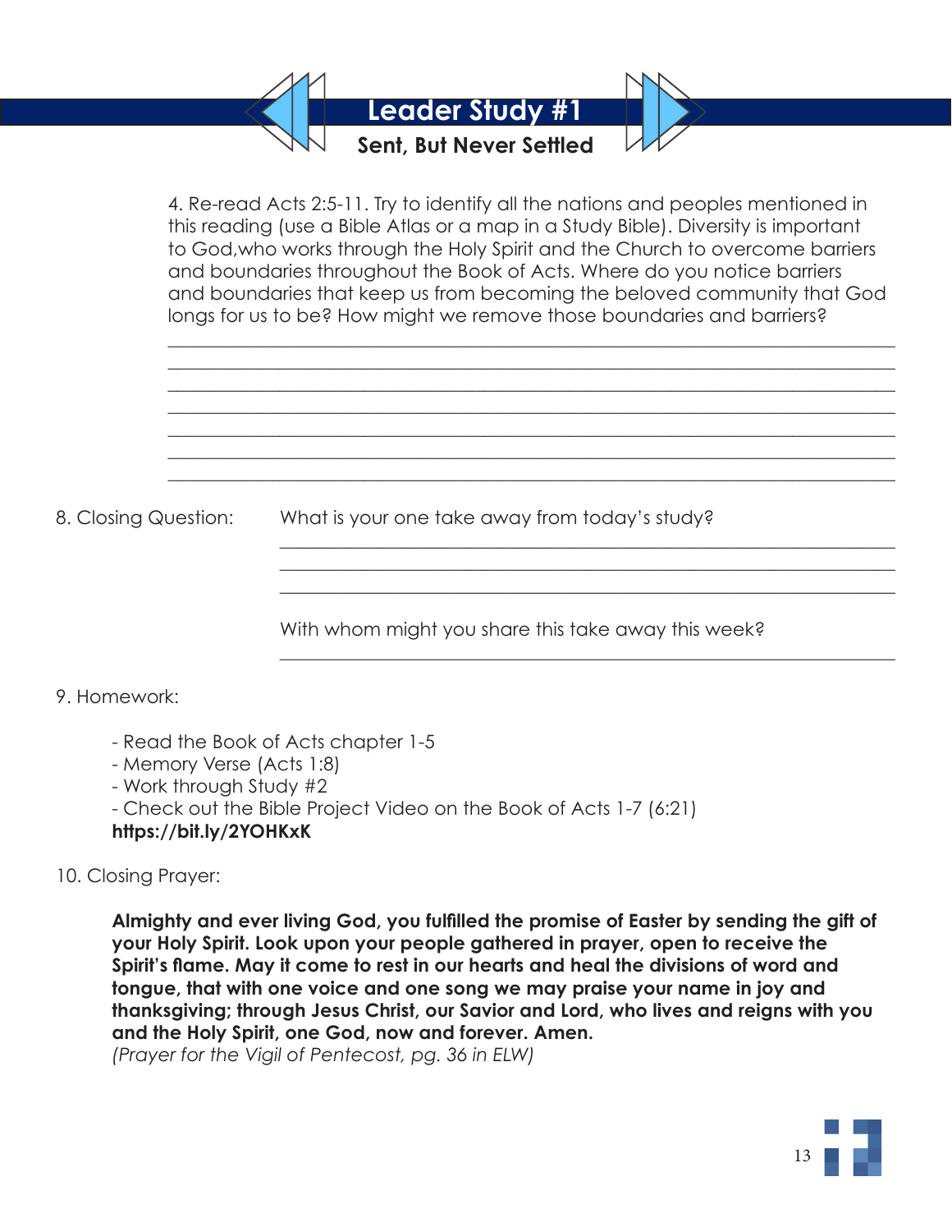# Leader Study #1

## Sent, But Never Settled

4. Re-read Acts 2:5-11. Try to identify all the nations and peoples mentioned in this reading (use a Bible Atlas or a map in a Study Bible). Diversity is important to God,who works through the Holy Spirit and the Church to overcome barriers and boundaries throughout the Book of Acts. Where do you notice barriers and boundaries that keep us from becoming the beloved community that God longs for us to be? How might we remove those boundaries and barriers?

_______________________________________________________________________
_______________________________________________________________________
_______________________________________________________________________
_______________________________________________________________________
_______________________________________________________________________
_______________________________________________________________________
_______________________________________________________________________

8. Closing Question: What is your one take away from today's study?

_______________________________________________________________________
_______________________________________________________________________
_______________________________________________________________________

With whom might you share this take away this week?

_______________________________________________________________________

9. Homework:

- Read the Book of Acts chapter 1-5
- Memory Verse (Acts 1:8)
- Work through Study #2
- Check out the Bible Project Video on the Book of Acts 1-7 (6:21)

**https://bit.ly/2YOHKxK**

10. Closing Prayer:

**Almighty and ever living God, you fulfilled the promise of Easter by sending the gift of your Holy Spirit. Look upon your people gathered in prayer, open to receive the Spirit's flame. May it come to rest in our hearts and heal the divisions of word and tongue, that with one voice and one song we may praise your name in joy and thanksgiving; through Jesus Christ, our Savior and Lord, who lives and reigns with you and the Holy Spirit, one God, now and forever. Amen.**

*(Prayer for the Vigil of Pentecost, pg. 36 in ELW)*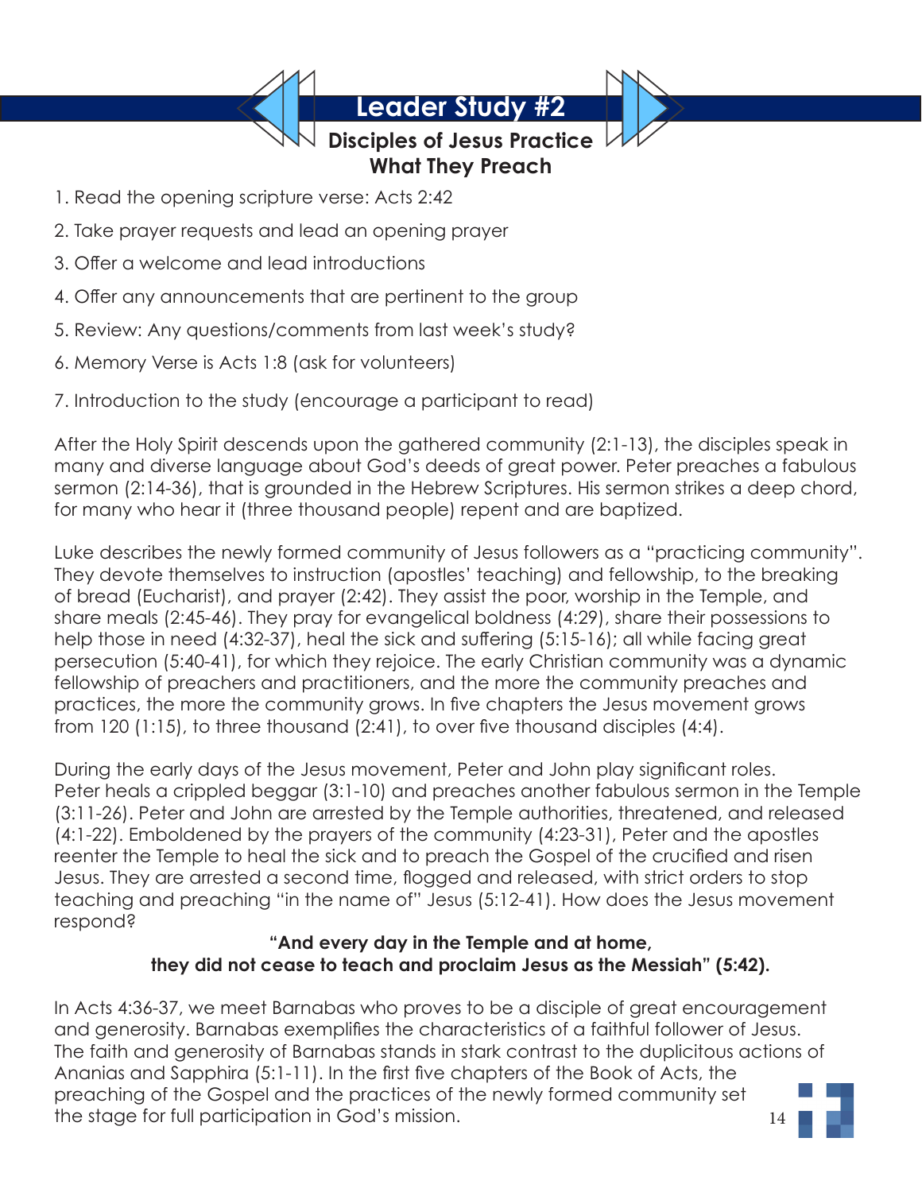# Leader Study #2

## Disciples of Jesus Practice What They Preach

1. Read the opening scripture verse: Acts 2:42
2. Take prayer requests and lead an opening prayer
3. Offer a welcome and lead introductions
4. Offer any announcements that are pertinent to the group
5. Review: Any questions/comments from last week's study?
6. Memory Verse is Acts 1:8 (ask for volunteers)
7. Introduction to the study (encourage a participant to read)

After the Holy Spirit descends upon the gathered community (2:1-13), the disciples speak in many and diverse language about God's deeds of great power. Peter preaches a fabulous sermon (2:14-36), that is grounded in the Hebrew Scriptures. His sermon strikes a deep chord, for many who hear it (three thousand people) repent and are baptized.

Luke describes the newly formed community of Jesus followers as a "practicing community". They devote themselves to instruction (apostles' teaching) and fellowship, to the breaking of bread (Eucharist), and prayer (2:42). They assist the poor, worship in the Temple, and share meals (2:45-46). They pray for evangelical boldness (4:29), share their possessions to help those in need (4:32-37), heal the sick and suffering (5:15-16); all while facing great persecution (5:40-41), for which they rejoice. The early Christian community was a dynamic fellowship of preachers and practitioners, and the more the community preaches and practices, the more the community grows. In five chapters the Jesus movement grows from 120 (1:15), to three thousand (2:41), to over five thousand disciples (4:4).

During the early days of the Jesus movement, Peter and John play significant roles. Peter heals a crippled beggar (3:1-10) and preaches another fabulous sermon in the Temple (3:11-26). Peter and John are arrested by the Temple authorities, threatened, and released (4:1-22). Emboldened by the prayers of the community (4:23-31), Peter and the apostles reenter the Temple to heal the sick and to preach the Gospel of the crucified and risen Jesus. They are arrested a second time, flogged and released, with strict orders to stop teaching and preaching "in the name of" Jesus (5:12-41). How does the Jesus movement respond?

**"And every day in the Temple and at home,
they did not cease to teach and proclaim Jesus as the Messiah" (5:42).**

In Acts 4:36-37, we meet Barnabas who proves to be a disciple of great encouragement and generosity. Barnabas exemplifies the characteristics of a faithful follower of Jesus. The faith and generosity of Barnabas stands in stark contrast to the duplicitous actions of Ananias and Sapphira (5:1-11). In the first five chapters of the Book of Acts, the preaching of the Gospel and the practices of the newly formed community set the stage for full participation in God's mission.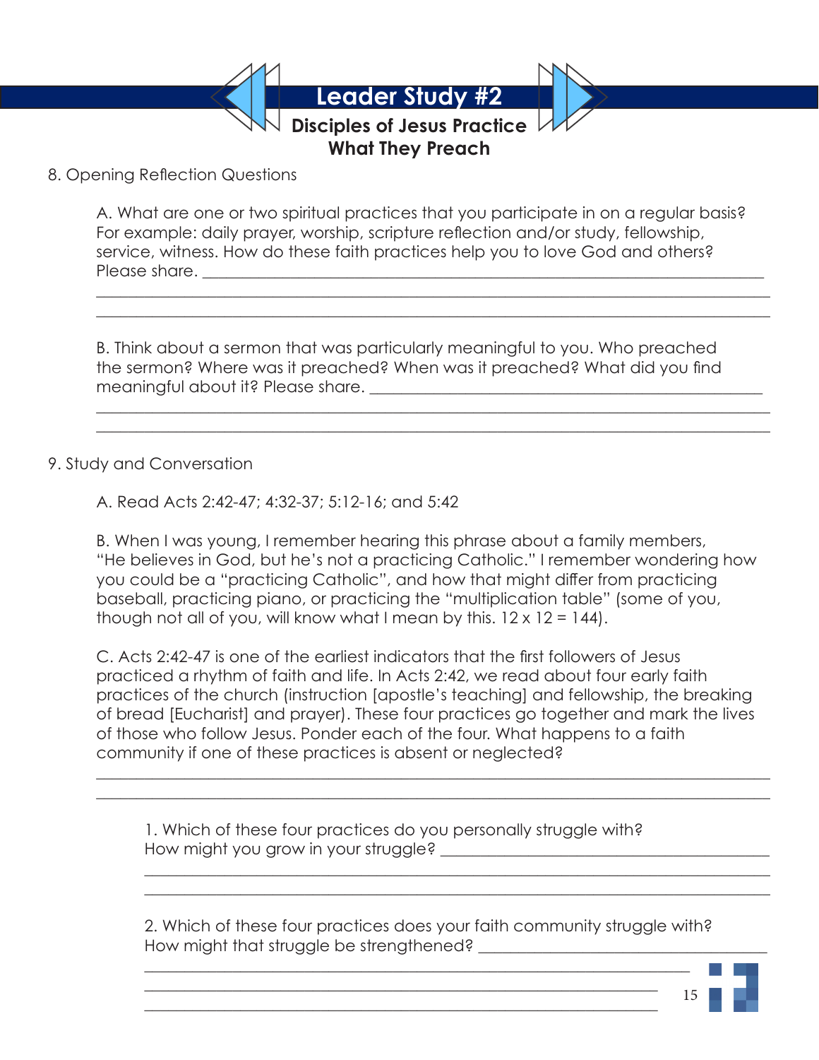# Leader Study #2

## Disciples of Jesus Practice What They Preach

8. Opening Reflection Questions

A. What are one or two spiritual practices that you participate in on a regular basis? For example: daily prayer, worship, scripture reflection and/or study, fellowship, service, witness. How do these faith practices help you to love God and others? Please share. ______________________________________________________________________

______________________________________________________________________

______________________________________________________________________

B. Think about a sermon that was particularly meaningful to you. Who preached the sermon? Where was it preached? When was it preached? What did you find meaningful about it? Please share. ______________________________________________

______________________________________________________________________

______________________________________________________________________

9. Study and Conversation

A. Read Acts 2:42-47; 4:32-37; 5:12-16; and 5:42

B. When I was young, I remember hearing this phrase about a family members, "He believes in God, but he's not a practicing Catholic." I remember wondering how you could be a "practicing Catholic", and how that might differ from practicing baseball, practicing piano, or practicing the "multiplication table" (some of you, though not all of you, will know what I mean by this. 12 x 12 = 144).

C. Acts 2:42-47 is one of the earliest indicators that the first followers of Jesus practiced a rhythm of faith and life. In Acts 2:42, we read about four early faith practices of the church (instruction [apostle's teaching] and fellowship, the breaking of bread [Eucharist] and prayer). These four practices go together and mark the lives of those who follow Jesus. Ponder each of the four. What happens to a faith community if one of these practices is absent or neglected?

______________________________________________________________________

______________________________________________________________________

1. Which of these four practices do you personally struggle with? How might you grow in your struggle? ________________________________________

______________________________________________________________________

______________________________________________________________________

2. Which of these four practices does your faith community struggle with? How might that struggle be strengthened? ________________________________

______________________________________________________________________

______________________________________________________________________

______________________________________________________________________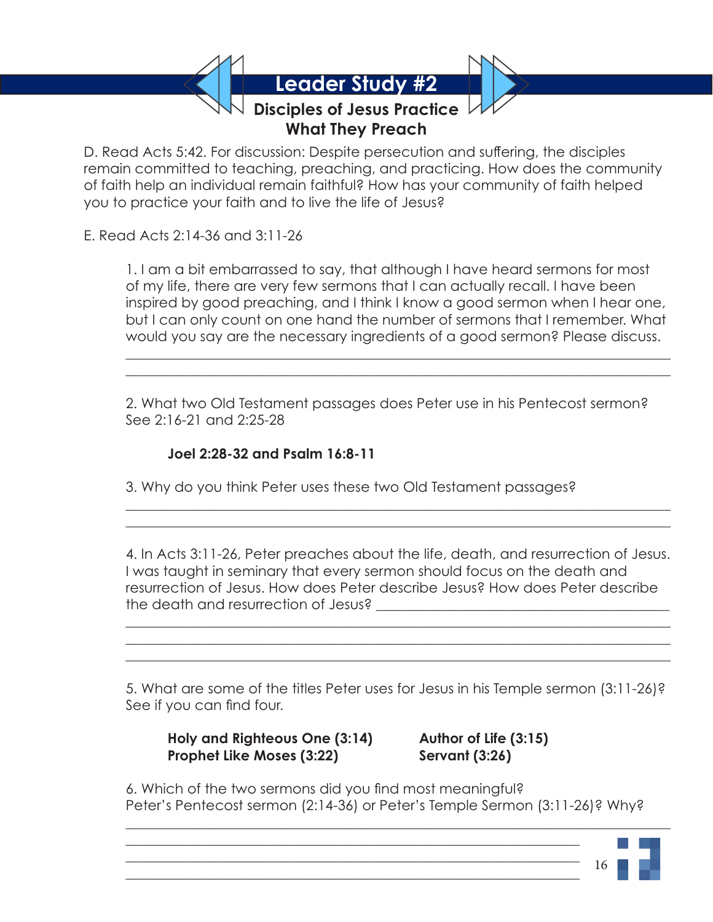# Leader Study #2

## Disciples of Jesus Practice What They Preach

D. Read Acts 5:42. For discussion: Despite persecution and suffering, the disciples remain committed to teaching, preaching, and practicing. How does the community of faith help an individual remain faithful? How has your community of faith helped you to practice your faith and to live the life of Jesus?

E. Read Acts 2:14-36 and 3:11-26

1. I am a bit embarrassed to say, that although I have heard sermons for most of my life, there are very few sermons that I can actually recall. I have been inspired by good preaching, and I think I know a good sermon when I hear one, but I can only count on one hand the number of sermons that I remember. What would you say are the necessary ingredients of a good sermon? Please discuss.

______________________________________________________________________
______________________________________________________________________

2. What two Old Testament passages does Peter use in his Pentecost sermon? See 2:16-21 and 2:25-28

   **Joel 2:28-32 and Psalm 16:8-11**

3. Why do you think Peter uses these two Old Testament passages?

______________________________________________________________________
______________________________________________________________________

4. In Acts 3:11-26, Peter preaches about the life, death, and resurrection of Jesus. I was taught in seminary that every sermon should focus on the death and resurrection of Jesus. How does Peter describe Jesus? How does Peter describe the death and resurrection of Jesus? ______________________________

______________________________________________________________________
______________________________________________________________________
______________________________________________________________________

5. What are some of the titles Peter uses for Jesus in his Temple sermon (3:11-26)? See if you can find four.

   **Holy and Righteous One (3:14)**
   **Author of Life (3:15)**
   **Prophet Like Moses (3:22)**
   **Servant (3:26)**

6. Which of the two sermons did you find most meaningful? Peter's Pentecost sermon (2:14-36) or Peter's Temple Sermon (3:11-26)? Why?

______________________________________________________________________
______________________________________________________________________
______________________________________________________________________
______________________________________________________________________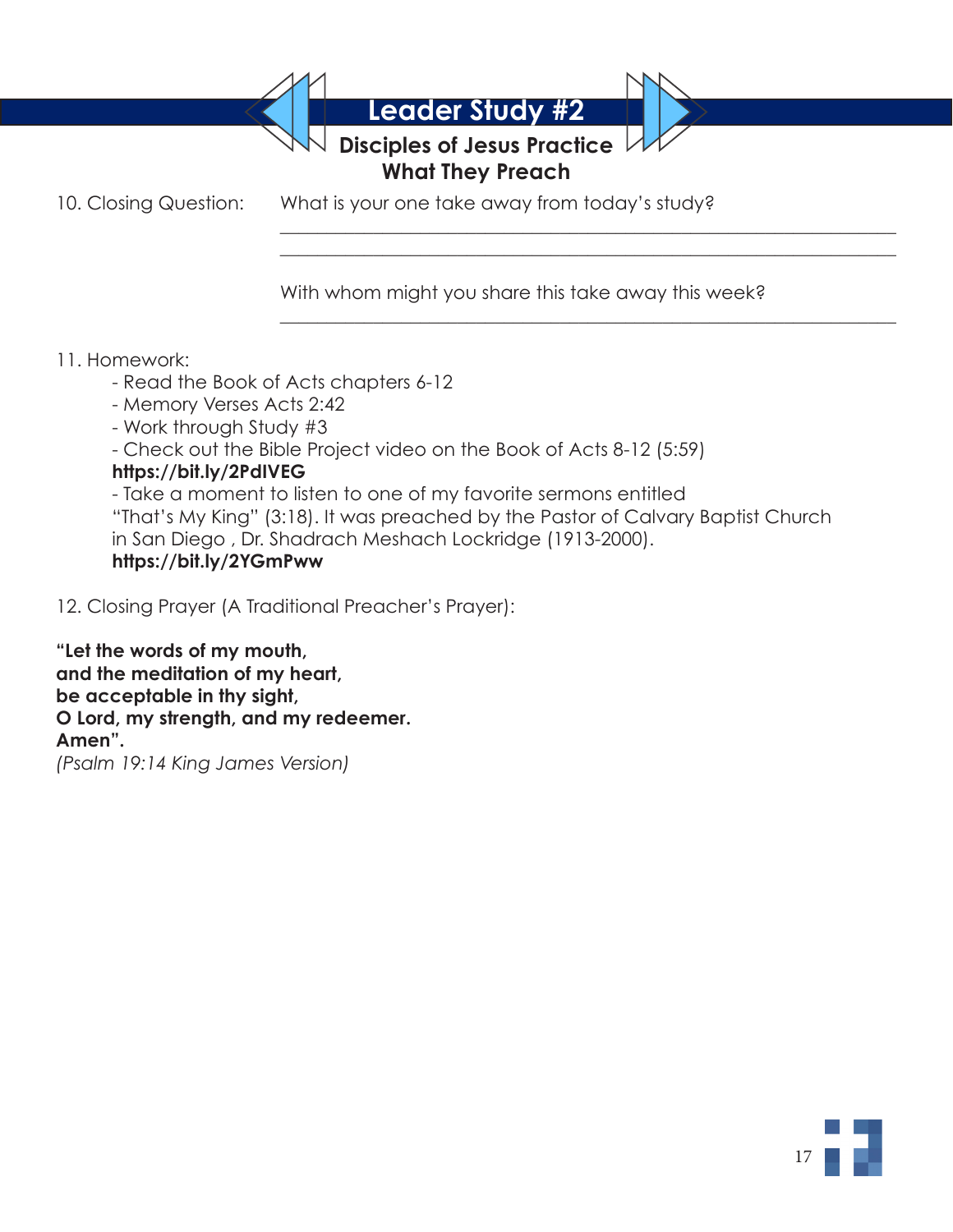# Leader Study #2

## Disciples of Jesus Practice What They Preach

10. Closing Question: What is your one take away from today's study?

______________________________________________________________

______________________________________________________________

With whom might you share this take away this week?

______________________________________________________________

11. Homework:
   - Read the Book of Acts chapters 6-12
   - Memory Verses Acts 2:42
   - Work through Study #3
   - Check out the Bible Project video on the Book of Acts 8-12 (5:59)
   **https://bit.ly/2PdIVEG**
   - Take a moment to listen to one of my favorite sermons entitled "That's My King" (3:18). It was preached by the Pastor of Calvary Baptist Church in San Diego , Dr. Shadrach Meshach Lockridge (1913-2000).
   **https://bit.ly/2YGmPww**

12. Closing Prayer (A Traditional Preacher's Prayer):

**"Let the words of my mouth,**
**and the meditation of my heart,**
**be acceptable in thy sight,**
**O Lord, my strength, and my redeemer.**
**Amen".**
*(Psalm 19:14 King James Version)*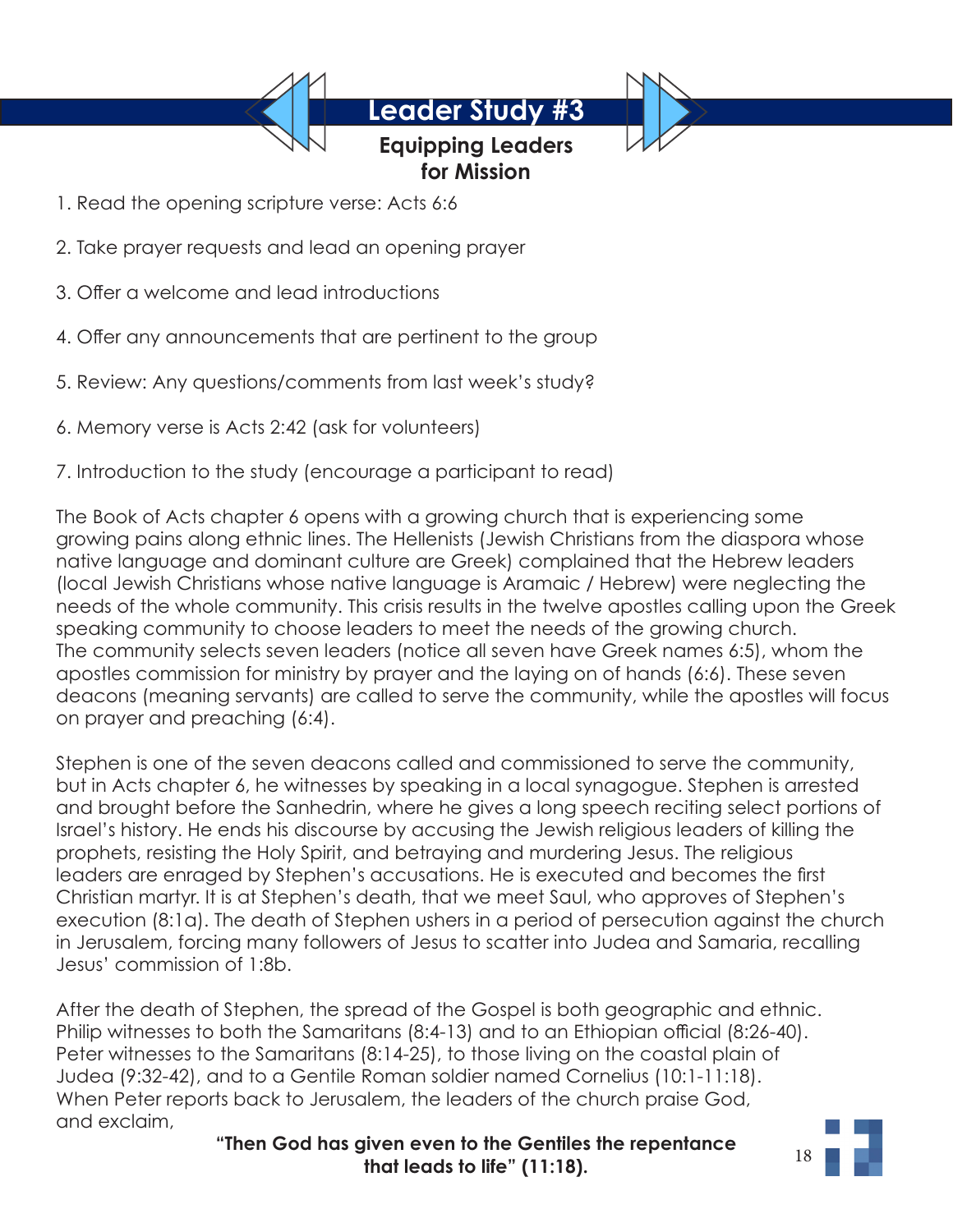# Leader Study #3

## Equipping Leaders for Mission

1. Read the opening scripture verse: Acts 6:6

2. Take prayer requests and lead an opening prayer

3. Offer a welcome and lead introductions

4. Offer any announcements that are pertinent to the group

5. Review: Any questions/comments from last week's study?

6. Memory verse is Acts 2:42 (ask for volunteers)

7. Introduction to the study (encourage a participant to read)

The Book of Acts chapter 6 opens with a growing church that is experiencing some growing pains along ethnic lines. The Hellenists (Jewish Christians from the diaspora whose native language and dominant culture are Greek) complained that the Hebrew leaders (local Jewish Christians whose native language is Aramaic / Hebrew) were neglecting the needs of the whole community. This crisis results in the twelve apostles calling upon the Greek speaking community to choose leaders to meet the needs of the growing church. The community selects seven leaders (notice all seven have Greek names 6:5), whom the apostles commission for ministry by prayer and the laying on of hands (6:6). These seven deacons (meaning servants) are called to serve the community, while the apostles will focus on prayer and preaching (6:4).

Stephen is one of the seven deacons called and commissioned to serve the community, but in Acts chapter 6, he witnesses by speaking in a local synagogue. Stephen is arrested and brought before the Sanhedrin, where he gives a long speech reciting select portions of Israel's history. He ends his discourse by accusing the Jewish religious leaders of killing the prophets, resisting the Holy Spirit, and betraying and murdering Jesus. The religious leaders are enraged by Stephen's accusations. He is executed and becomes the first Christian martyr. It is at Stephen's death, that we meet Saul, who approves of Stephen's execution (8:1a). The death of Stephen ushers in a period of persecution against the church in Jerusalem, forcing many followers of Jesus to scatter into Judea and Samaria, recalling Jesus' commission of 1:8b.

After the death of Stephen, the spread of the Gospel is both geographic and ethnic. Philip witnesses to both the Samaritans (8:4-13) and to an Ethiopian official (8:26-40). Peter witnesses to the Samaritans (8:14-25), to those living on the coastal plain of Judea (9:32-42), and to a Gentile Roman soldier named Cornelius (10:1-11:18). When Peter reports back to Jerusalem, the leaders of the church praise God, and exclaim,

**"Then God has given even to the Gentiles the repentance that leads to life" (11:18).**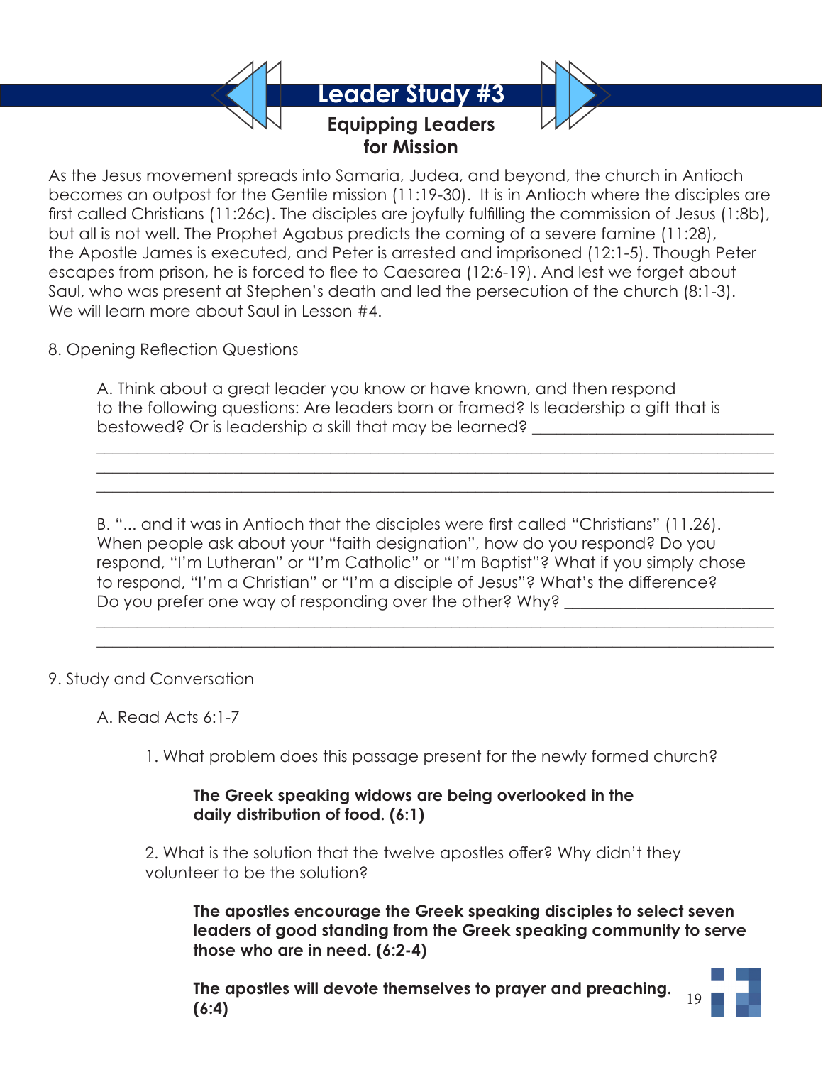# Leader Study #3

## Equipping Leaders for Mission

As the Jesus movement spreads into Samaria, Judea, and beyond, the church in Antioch becomes an outpost for the Gentile mission (11:19-30). It is in Antioch where the disciples are first called Christians (11:26c). The disciples are joyfully fulfilling the commission of Jesus (1:8b), but all is not well. The Prophet Agabus predicts the coming of a severe famine (11:28), the Apostle James is executed, and Peter is arrested and imprisoned (12:1-5). Though Peter escapes from prison, he is forced to flee to Caesarea (12:6-19). And lest we forget about Saul, who was present at Stephen's death and led the persecution of the church (8:1-3). We will learn more about Saul in Lesson #4.

8. Opening Reflection Questions

A. Think about a great leader you know or have known, and then respond to the following questions: Are leaders born or framed? Is leadership a gift that is bestowed? Or is leadership a skill that may be learned? ______________________________
__________________________________________________________________________
__________________________________________________________________________
__________________________________________________________________________

B. "... and it was in Antioch that the disciples were first called "Christians" (11.26). When people ask about your "faith designation", how do you respond? Do you respond, "I'm Lutheran" or "I'm Catholic" or "I'm Baptist"? What if you simply chose to respond, "I'm a Christian" or "I'm a disciple of Jesus"? What's the difference? Do you prefer one way of responding over the other? Why? __________________________
__________________________________________________________________________
__________________________________________________________________________

9. Study and Conversation

A. Read Acts 6:1-7

1. What problem does this passage present for the newly formed church?

**The Greek speaking widows are being overlooked in the daily distribution of food. (6:1)**

2. What is the solution that the twelve apostles offer? Why didn't they volunteer to be the solution?

**The apostles encourage the Greek speaking disciples to select seven leaders of good standing from the Greek speaking community to serve those who are in need. (6:2-4)**

**The apostles will devote themselves to prayer and preaching. (6:4)**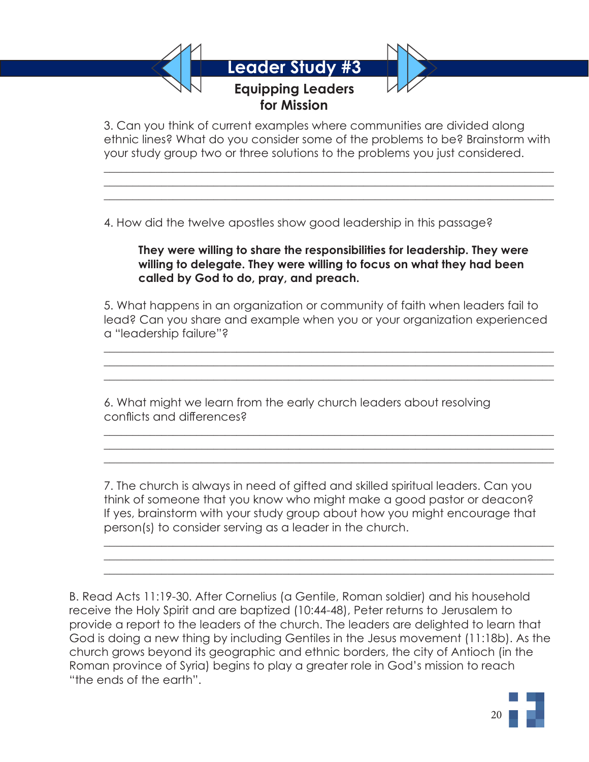# Leader Study #3

## Equipping Leaders for Mission

3. Can you think of current examples where communities are divided along ethnic lines? What do you consider some of the problems to be? Brainstorm with your study group two or three solutions to the problems you just considered.

_______________________________________________________________________________
_______________________________________________________________________________
_______________________________________________________________________________

4. How did the twelve apostles show good leadership in this passage?

**They were willing to share the responsibilities for leadership. They were willing to delegate. They were willing to focus on what they had been called by God to do, pray, and preach.**

5. What happens in an organization or community of faith when leaders fail to lead? Can you share and example when you or your organization experienced a "leadership failure"?

_______________________________________________________________________________
_______________________________________________________________________________
_______________________________________________________________________________

6. What might we learn from the early church leaders about resolving conflicts and differences?

_______________________________________________________________________________
_______________________________________________________________________________
_______________________________________________________________________________

7. The church is always in need of gifted and skilled spiritual leaders. Can you think of someone that you know who might make a good pastor or deacon? If yes, brainstorm with your study group about how you might encourage that person(s) to consider serving as a leader in the church.

_______________________________________________________________________________
_______________________________________________________________________________
_______________________________________________________________________________

B. Read Acts 11:19-30. After Cornelius (a Gentile, Roman soldier) and his household receive the Holy Spirit and are baptized (10:44-48), Peter returns to Jerusalem to provide a report to the leaders of the church. The leaders are delighted to learn that God is doing a new thing by including Gentiles in the Jesus movement (11:18b). As the church grows beyond its geographic and ethnic borders, the city of Antioch (in the Roman province of Syria) begins to play a greater role in God's mission to reach "the ends of the earth".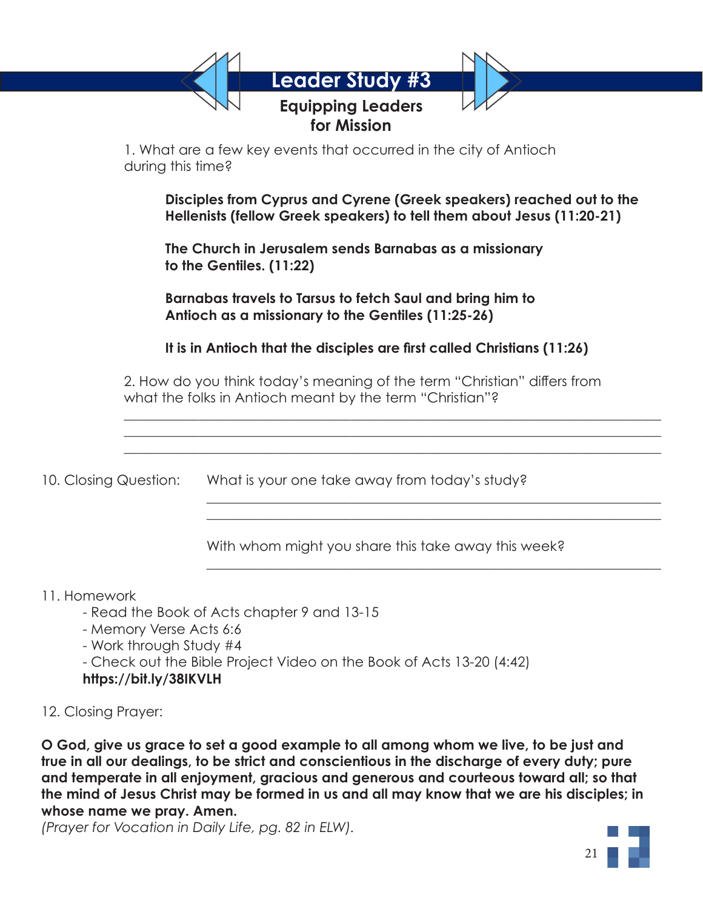# Leader Study #3

## Equipping Leaders for Mission

1. What are a few key events that occurred in the city of Antioch during this time?

**Disciples from Cyprus and Cyrene (Greek speakers) reached out to the Hellenists (fellow Greek speakers) to tell them about Jesus (11:20-21)**

**The Church in Jerusalem sends Barnabas as a missionary to the Gentiles. (11:22)**

**Barnabas travels to Tarsus to fetch Saul and bring him to Antioch as a missionary to the Gentiles (11:25-26)**

**It is in Antioch that the disciples are first called Christians (11:26)**

2. How do you think today's meaning of the term "Christian" differs from what the folks in Antioch meant by the term "Christian"?

______________________________________________________________________________
______________________________________________________________________________
______________________________________________________________________________

10. Closing Question: What is your one take away from today's study?

______________________________________________________________________________
______________________________________________________________________________

With whom might you share this take away this week?

______________________________________________________________________________

11. Homework
   - Read the Book of Acts chapter 9 and 13-15
   - Memory Verse Acts 6:6
   - Work through Study #4
   - Check out the Bible Project Video on the Book of Acts 13-20 (4:42)
   **https://bit.ly/38IKVLH**

12. Closing Prayer:

**O God, give us grace to set a good example to all among whom we live, to be just and true in all our dealings, to be strict and conscientious in the discharge of every duty; pure and temperate in all enjoyment, gracious and generous and courteous toward all; so that the mind of Jesus Christ may be formed in us and all may know that we are his disciples; in whose name we pray. Amen.**

*(Prayer for Vocation in Daily Life, pg. 82 in ELW).*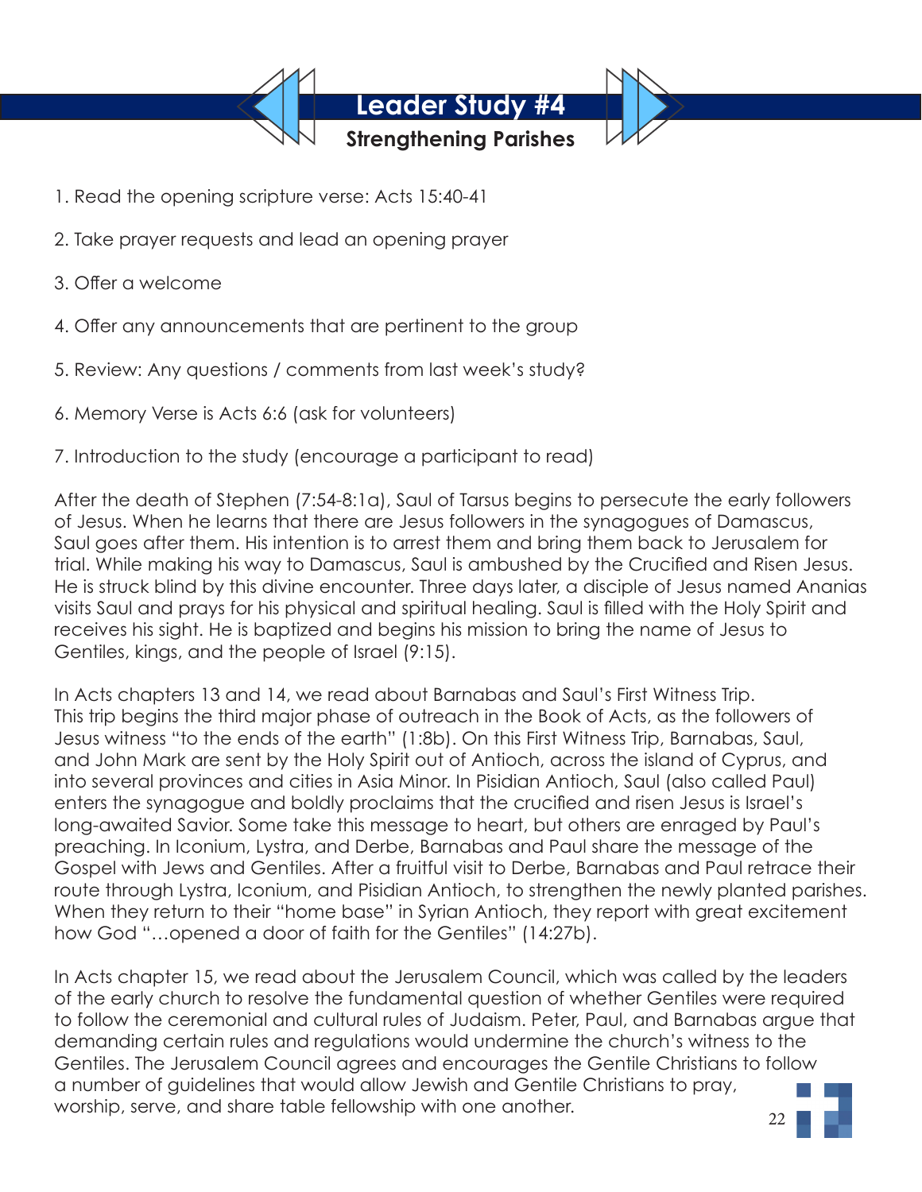# Leader Study #4

## Strengthening Parishes

1. Read the opening scripture verse: Acts 15:40-41

2. Take prayer requests and lead an opening prayer

3. Offer a welcome

4. Offer any announcements that are pertinent to the group

5. Review: Any questions / comments from last week's study?

6. Memory Verse is Acts 6:6 (ask for volunteers)

7. Introduction to the study (encourage a participant to read)

After the death of Stephen (7:54-8:1a), Saul of Tarsus begins to persecute the early followers of Jesus. When he learns that there are Jesus followers in the synagogues of Damascus, Saul goes after them. His intention is to arrest them and bring them back to Jerusalem for trial. While making his way to Damascus, Saul is ambushed by the Crucified and Risen Jesus. He is struck blind by this divine encounter. Three days later, a disciple of Jesus named Ananias visits Saul and prays for his physical and spiritual healing. Saul is filled with the Holy Spirit and receives his sight. He is baptized and begins his mission to bring the name of Jesus to Gentiles, kings, and the people of Israel (9:15).

In Acts chapters 13 and 14, we read about Barnabas and Saul's First Witness Trip. This trip begins the third major phase of outreach in the Book of Acts, as the followers of Jesus witness "to the ends of the earth" (1:8b). On this First Witness Trip, Barnabas, Saul, and John Mark are sent by the Holy Spirit out of Antioch, across the island of Cyprus, and into several provinces and cities in Asia Minor. In Pisidian Antioch, Saul (also called Paul) enters the synagogue and boldly proclaims that the crucified and risen Jesus is Israel's long-awaited Savior. Some take this message to heart, but others are enraged by Paul's preaching. In Iconium, Lystra, and Derbe, Barnabas and Paul share the message of the Gospel with Jews and Gentiles. After a fruitful visit to Derbe, Barnabas and Paul retrace their route through Lystra, Iconium, and Pisidian Antioch, to strengthen the newly planted parishes. When they return to their "home base" in Syrian Antioch, they report with great excitement how God "…opened a door of faith for the Gentiles" (14:27b).

In Acts chapter 15, we read about the Jerusalem Council, which was called by the leaders of the early church to resolve the fundamental question of whether Gentiles were required to follow the ceremonial and cultural rules of Judaism. Peter, Paul, and Barnabas argue that demanding certain rules and regulations would undermine the church's witness to the Gentiles. The Jerusalem Council agrees and encourages the Gentile Christians to follow a number of guidelines that would allow Jewish and Gentile Christians to pray, worship, serve, and share table fellowship with one another.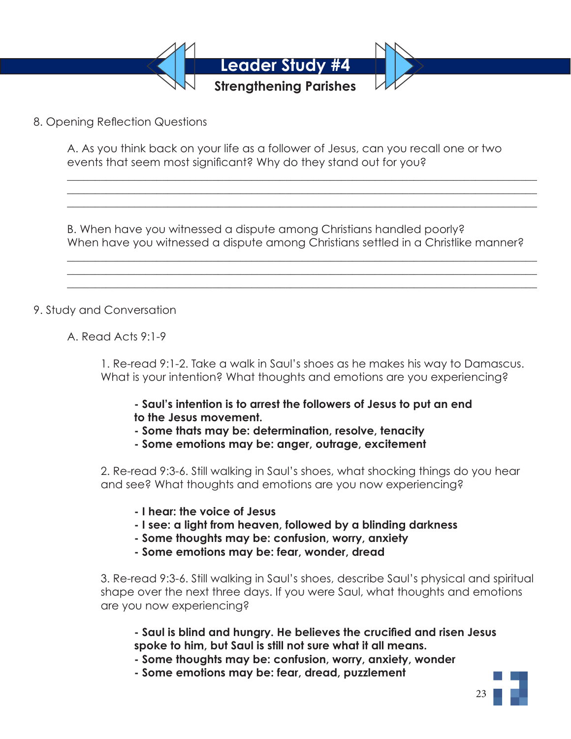# Leader Study #4

## Strengthening Parishes

8. Opening Reflection Questions

   A. As you think back on your life as a follower of Jesus, can you recall one or two events that seem most significant? Why do they stand out for you?

   ___________________________________________________________________________
   ___________________________________________________________________________
   ___________________________________________________________________________

   B. When have you witnessed a dispute among Christians handled poorly? When have you witnessed a dispute among Christians settled in a Christlike manner?

   ___________________________________________________________________________
   ___________________________________________________________________________
   ___________________________________________________________________________

9. Study and Conversation

   A. Read Acts 9:1-9

      1. Re-read 9:1-2. Take a walk in Saul's shoes as he makes his way to Damascus. What is your intention? What thoughts and emotions are you experiencing?

         **- Saul's intention is to arrest the followers of Jesus to put an end to the Jesus movement.**
         **- Some thats may be: determination, resolve, tenacity**
         **- Some emotions may be: anger, outrage, excitement**

      2. Re-read 9:3-6. Still walking in Saul's shoes, what shocking things do you hear and see? What thoughts and emotions are you now experiencing?

         **- I hear: the voice of Jesus**
         **- I see: a light from heaven, followed by a blinding darkness**
         **- Some thoughts may be: confusion, worry, anxiety**
         **- Some emotions may be: fear, wonder, dread**

      3. Re-read 9:3-6. Still walking in Saul's shoes, describe Saul's physical and spiritual shape over the next three days. If you were Saul, what thoughts and emotions are you now experiencing?

         **- Saul is blind and hungry. He believes the crucified and risen Jesus spoke to him, but Saul is still not sure what it all means.**
         **- Some thoughts may be: confusion, worry, anxiety, wonder**
         **- Some emotions may be: fear, dread, puzzlement**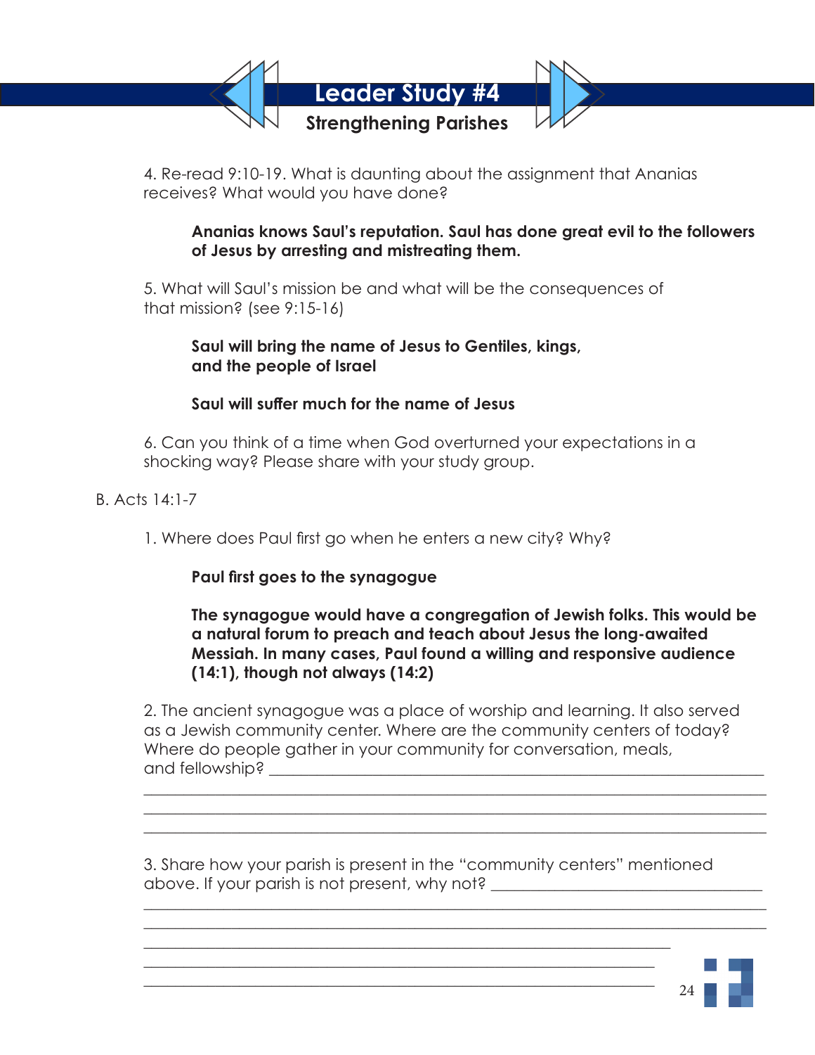# Leader Study #4

## Strengthening Parishes

4. Re-read 9:10-19. What is daunting about the assignment that Ananias receives? What would you have done?

   **Ananias knows Saul's reputation. Saul has done great evil to the followers of Jesus by arresting and mistreating them.**

5. What will Saul's mission be and what will be the consequences of that mission? (see 9:15-16)

   **Saul will bring the name of Jesus to Gentiles, kings, and the people of Israel**

   **Saul will suffer much for the name of Jesus**

6. Can you think of a time when God overturned your expectations in a shocking way? Please share with your study group.

B. Acts 14:1-7

1. Where does Paul first go when he enters a new city? Why?

   **Paul first goes to the synagogue**

   **The synagogue would have a congregation of Jewish folks. This would be a natural forum to preach and teach about Jesus the long-awaited Messiah. In many cases, Paul found a willing and responsive audience (14:1), though not always (14:2)**

2. The ancient synagogue was a place of worship and learning. It also served as a Jewish community center. Where are the community centers of today? Where do people gather in your community for conversation, meals, and fellowship? ________________________________________________
________________________________________________________________
________________________________________________________________
________________________________________________________________

3. Share how your parish is present in the "community centers" mentioned above. If your parish is not present, why not? ____________________________
________________________________________________________________
________________________________________________________________
________________________________________________________________
________________________________________________________________
________________________________________________________________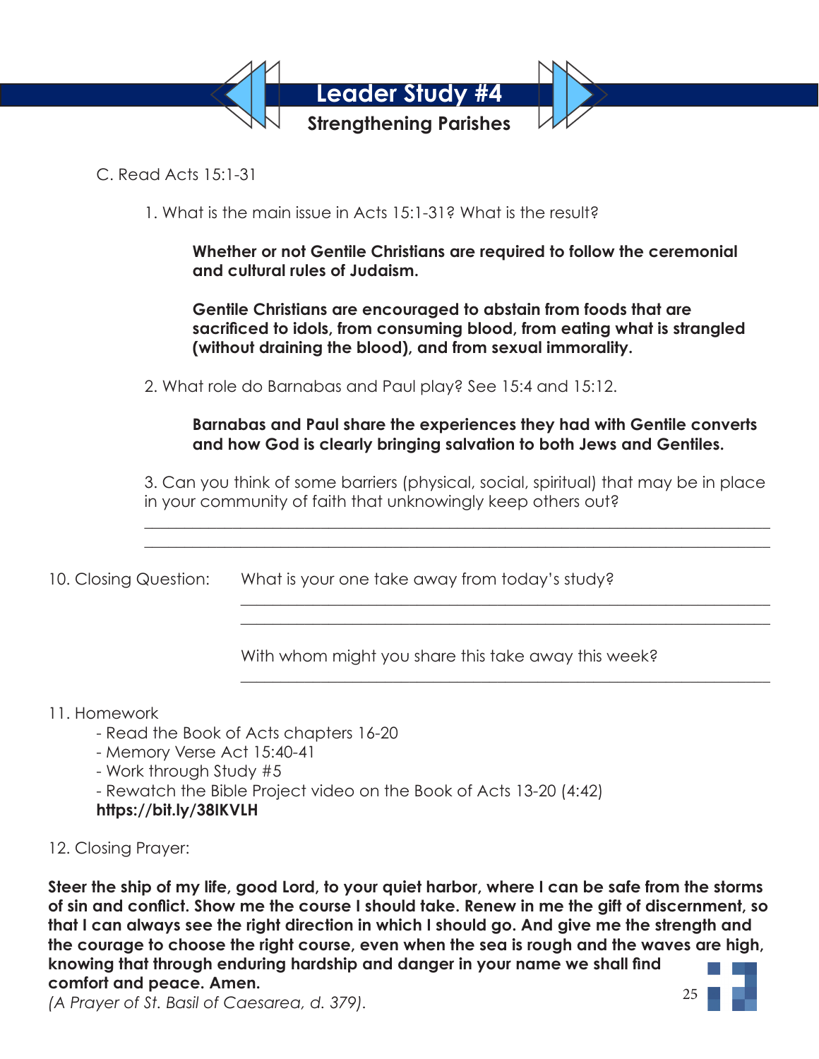# Leader Study #4

## Strengthening Parishes

C. Read Acts 15:1-31

1. What is the main issue in Acts 15:1-31? What is the result?

   **Whether or not Gentile Christians are required to follow the ceremonial and cultural rules of Judaism.**

   **Gentile Christians are encouraged to abstain from foods that are sacrificed to idols, from consuming blood, from eating what is strangled (without draining the blood), and from sexual immorality.**

2. What role do Barnabas and Paul play? See 15:4 and 15:12.

   **Barnabas and Paul share the experiences they had with Gentile converts and how God is clearly bringing salvation to both Jews and Gentiles.**

3. Can you think of some barriers (physical, social, spiritual) that may be in place in your community of faith that unknowingly keep others out?

   ______________________________________________________________________

   ______________________________________________________________________

10. Closing Question: What is your one take away from today's study?

    ______________________________________________________________________

    ______________________________________________________________________

    With whom might you share this take away this week?

    ______________________________________________________________________

11. Homework
    - Read the Book of Acts chapters 16-20
    - Memory Verse Act 15:40-41
    - Work through Study #5
    - Rewatch the Bible Project video on the Book of Acts 13-20 (4:42)

    **https://bit.ly/38IKVLH**

12. Closing Prayer:

**Steer the ship of my life, good Lord, to your quiet harbor, where I can be safe from the storms of sin and conflict. Show me the course I should take. Renew in me the gift of discernment, so that I can always see the right direction in which I should go. And give me the strength and the courage to choose the right course, even when the sea is rough and the waves are high, knowing that through enduring hardship and danger in your name we shall find comfort and peace. Amen.**

*(A Prayer of St. Basil of Caesarea, d. 379).*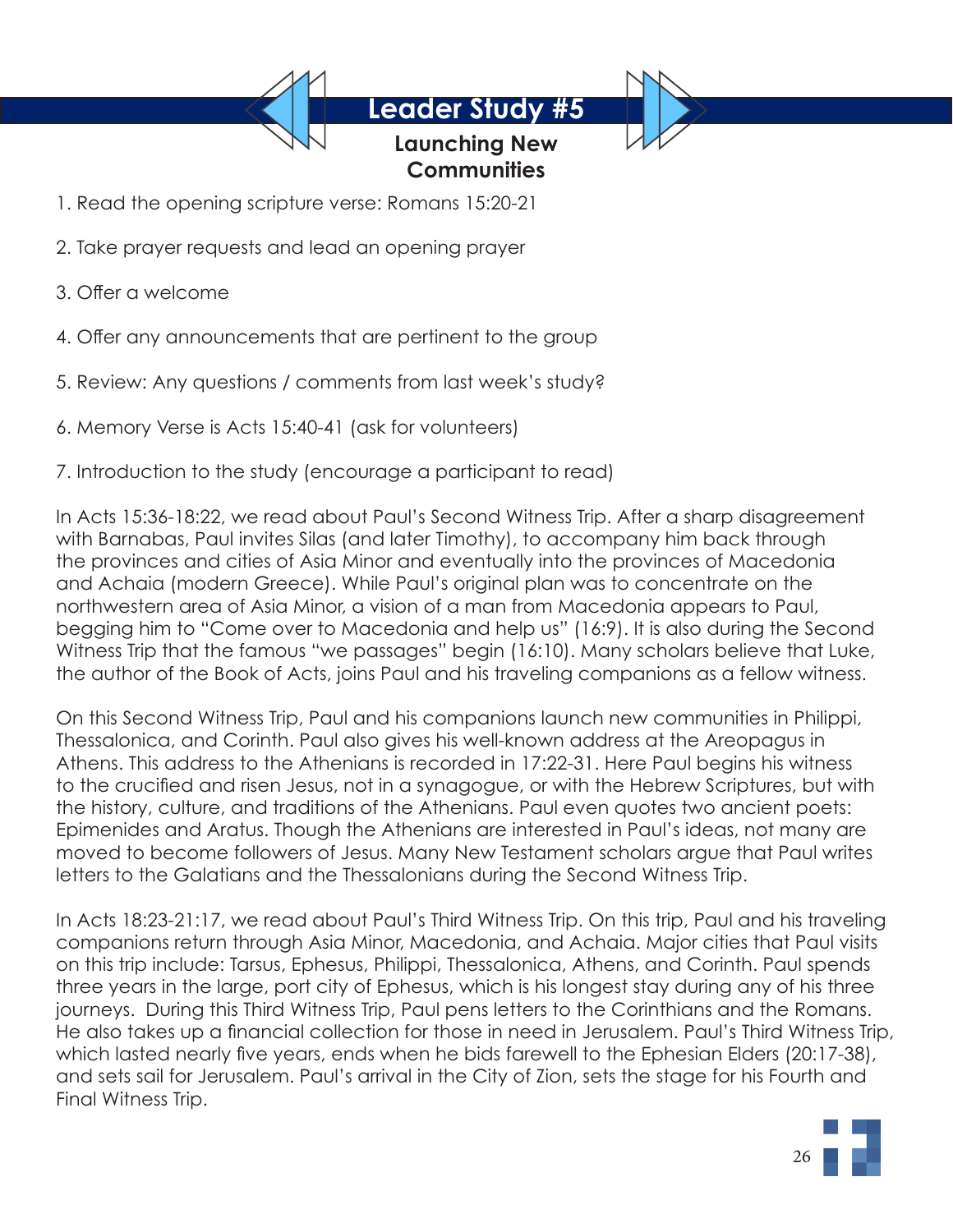# Leader Study #5

## Launching New Communities

1. Read the opening scripture verse: Romans 15:20-21

2. Take prayer requests and lead an opening prayer

3. Offer a welcome

4. Offer any announcements that are pertinent to the group

5. Review: Any questions / comments from last week's study?

6. Memory Verse is Acts 15:40-41 (ask for volunteers)

7. Introduction to the study (encourage a participant to read)

In Acts 15:36-18:22, we read about Paul's Second Witness Trip. After a sharp disagreement with Barnabas, Paul invites Silas (and later Timothy), to accompany him back through the provinces and cities of Asia Minor and eventually into the provinces of Macedonia and Achaia (modern Greece). While Paul's original plan was to concentrate on the northwestern area of Asia Minor, a vision of a man from Macedonia appears to Paul, begging him to "Come over to Macedonia and help us" (16:9). It is also during the Second Witness Trip that the famous "we passages" begin (16:10). Many scholars believe that Luke, the author of the Book of Acts, joins Paul and his traveling companions as a fellow witness.

On this Second Witness Trip, Paul and his companions launch new communities in Philippi, Thessalonica, and Corinth. Paul also gives his well-known address at the Areopagus in Athens. This address to the Athenians is recorded in 17:22-31. Here Paul begins his witness to the crucified and risen Jesus, not in a synagogue, or with the Hebrew Scriptures, but with the history, culture, and traditions of the Athenians. Paul even quotes two ancient poets: Epimenides and Aratus. Though the Athenians are interested in Paul's ideas, not many are moved to become followers of Jesus. Many New Testament scholars argue that Paul writes letters to the Galatians and the Thessalonians during the Second Witness Trip.

In Acts 18:23-21:17, we read about Paul's Third Witness Trip. On this trip, Paul and his traveling companions return through Asia Minor, Macedonia, and Achaia. Major cities that Paul visits on this trip include: Tarsus, Ephesus, Philippi, Thessalonica, Athens, and Corinth. Paul spends three years in the large, port city of Ephesus, which is his longest stay during any of his three journeys. During this Third Witness Trip, Paul pens letters to the Corinthians and the Romans. He also takes up a financial collection for those in need in Jerusalem. Paul's Third Witness Trip, which lasted nearly five years, ends when he bids farewell to the Ephesian Elders (20:17-38), and sets sail for Jerusalem. Paul's arrival in the City of Zion, sets the stage for his Fourth and Final Witness Trip.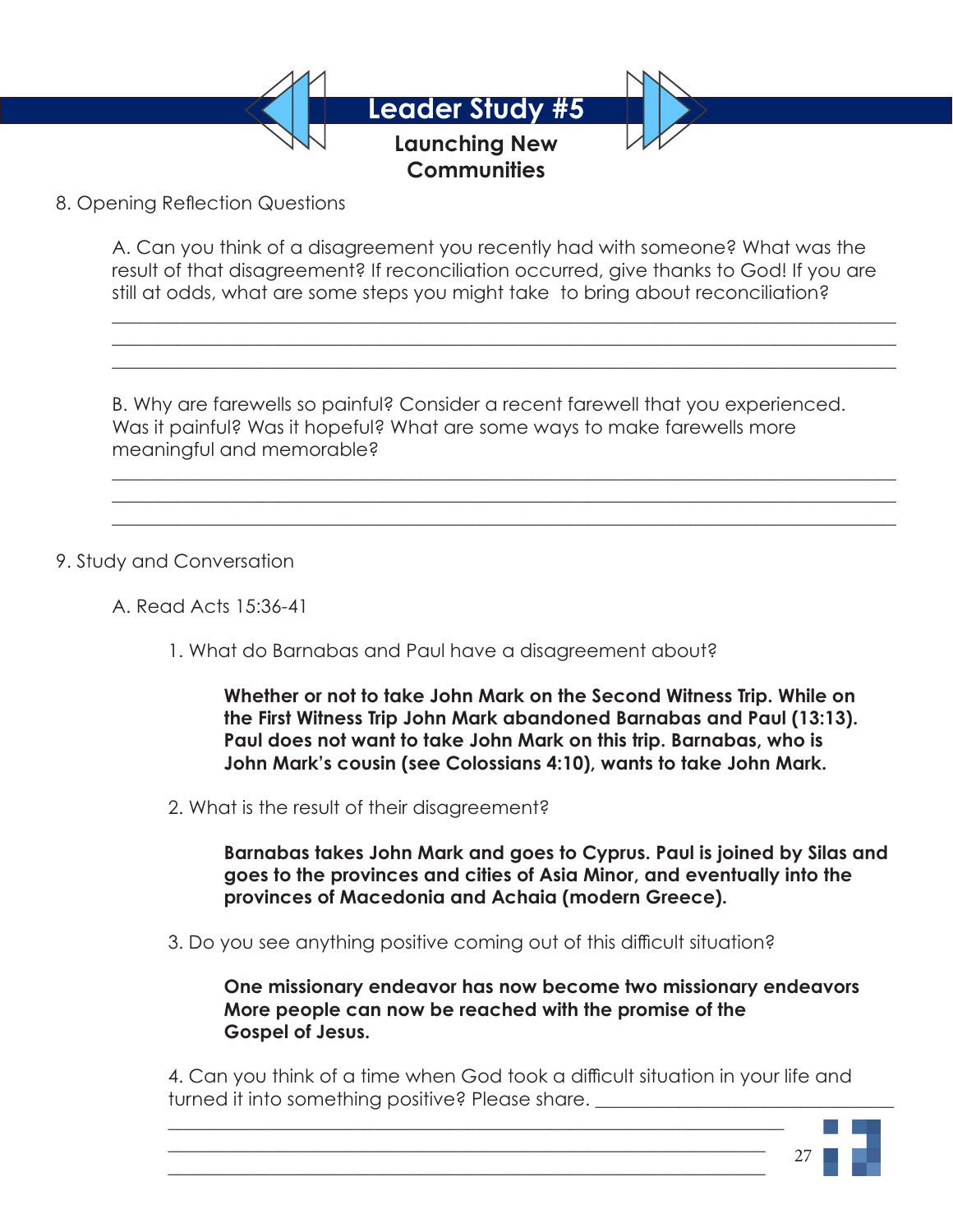# Leader Study #5

## Launching New Communities

8. Opening Reflection Questions

A. Can you think of a disagreement you recently had with someone? What was the result of that disagreement? If reconciliation occurred, give thanks to God! If you are still at odds, what are some steps you might take to bring about reconciliation?

______________________________________________________________________________
______________________________________________________________________________
______________________________________________________________________________

B. Why are farewells so painful? Consider a recent farewell that you experienced. Was it painful? Was it hopeful? What are some ways to make farewells more meaningful and memorable?

______________________________________________________________________________
______________________________________________________________________________
______________________________________________________________________________

9. Study and Conversation

A. Read Acts 15:36-41

1. What do Barnabas and Paul have a disagreement about?

**Whether or not to take John Mark on the Second Witness Trip. While on the First Witness Trip John Mark abandoned Barnabas and Paul (13:13). Paul does not want to take John Mark on this trip. Barnabas, who is John Mark's cousin (see Colossians 4:10), wants to take John Mark.**

2. What is the result of their disagreement?

**Barnabas takes John Mark and goes to Cyprus. Paul is joined by Silas and goes to the provinces and cities of Asia Minor, and eventually into the provinces of Macedonia and Achaia (modern Greece).**

3. Do you see anything positive coming out of this difficult situation?

**One missionary endeavor has now become two missionary endeavors More people can now be reached with the promise of the Gospel of Jesus.**

4. Can you think of a time when God took a difficult situation in your life and turned it into something positive? Please share. ______________________________
______________________________________________________________________
______________________________________________________________________
______________________________________________________________________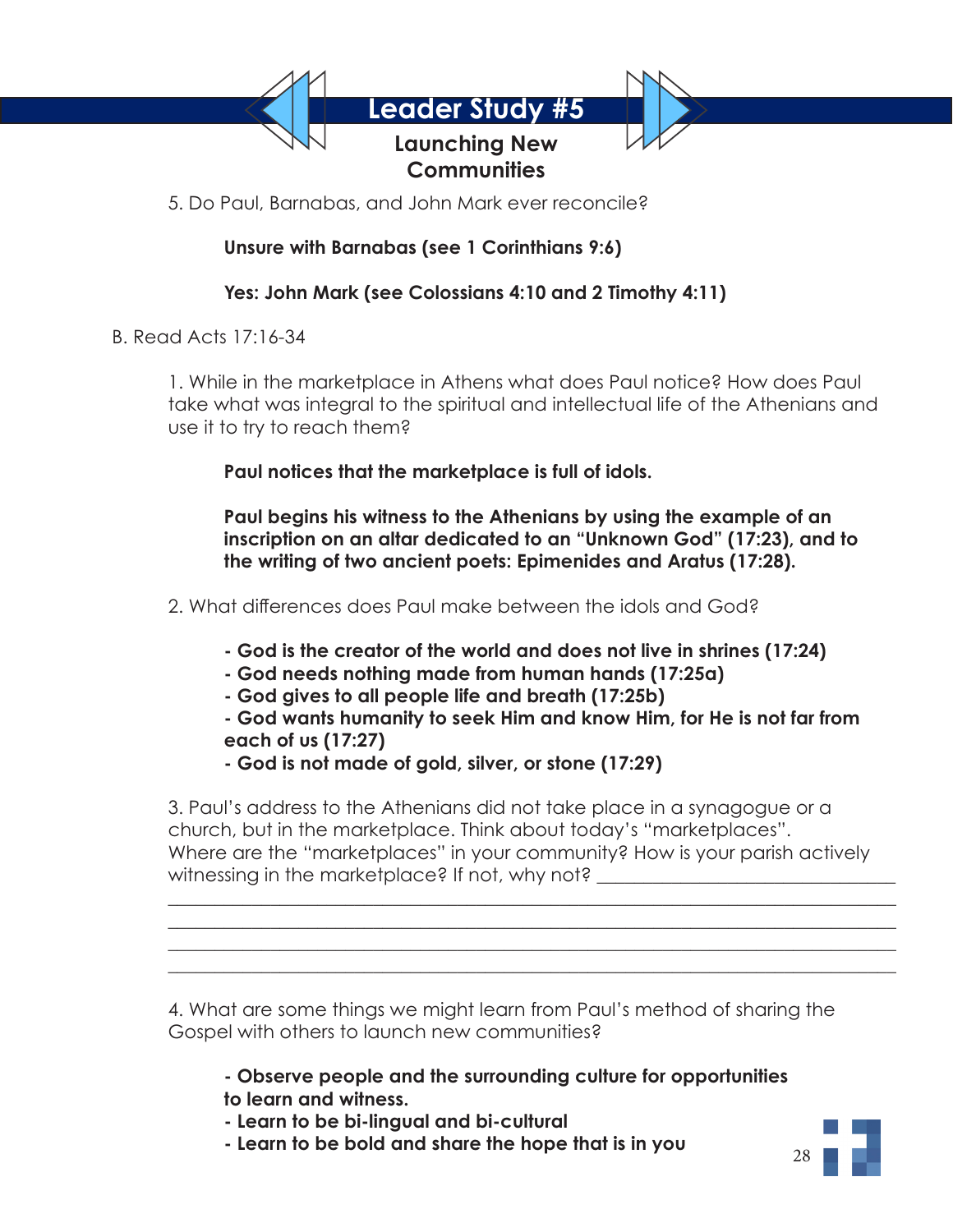# Leader Study #5

## Launching New Communities

5. Do Paul, Barnabas, and John Mark ever reconcile?

**Unsure with Barnabas (see 1 Corinthians 9:6)**

**Yes: John Mark (see Colossians 4:10 and 2 Timothy 4:11)**

B. Read Acts 17:16-34

1. While in the marketplace in Athens what does Paul notice? How does Paul take what was integral to the spiritual and intellectual life of the Athenians and use it to try to reach them?

**Paul notices that the marketplace is full of idols.**

**Paul begins his witness to the Athenians by using the example of an inscription on an altar dedicated to an "Unknown God" (17:23), and to the writing of two ancient poets: Epimenides and Aratus (17:28).**

2. What differences does Paul make between the idols and God?

**- God is the creator of the world and does not live in shrines (17:24)**
**- God needs nothing made from human hands (17:25a)**
**- God gives to all people life and breath (17:25b)**
**- God wants humanity to seek Him and know Him, for He is not far from each of us (17:27)**
**- God is not made of gold, silver, or stone (17:29)**

3. Paul's address to the Athenians did not take place in a synagogue or a church, but in the marketplace. Think about today's "marketplaces". Where are the "marketplaces" in your community? How is your parish actively witnessing in the marketplace? If not, why not? ________________________________
________________________________________________________________________
________________________________________________________________________
________________________________________________________________________
________________________________________________________________________

4. What are some things we might learn from Paul's method of sharing the Gospel with others to launch new communities?

**- Observe people and the surrounding culture for opportunities to learn and witness.**
**- Learn to be bi-lingual and bi-cultural**
**- Learn to be bold and share the hope that is in you**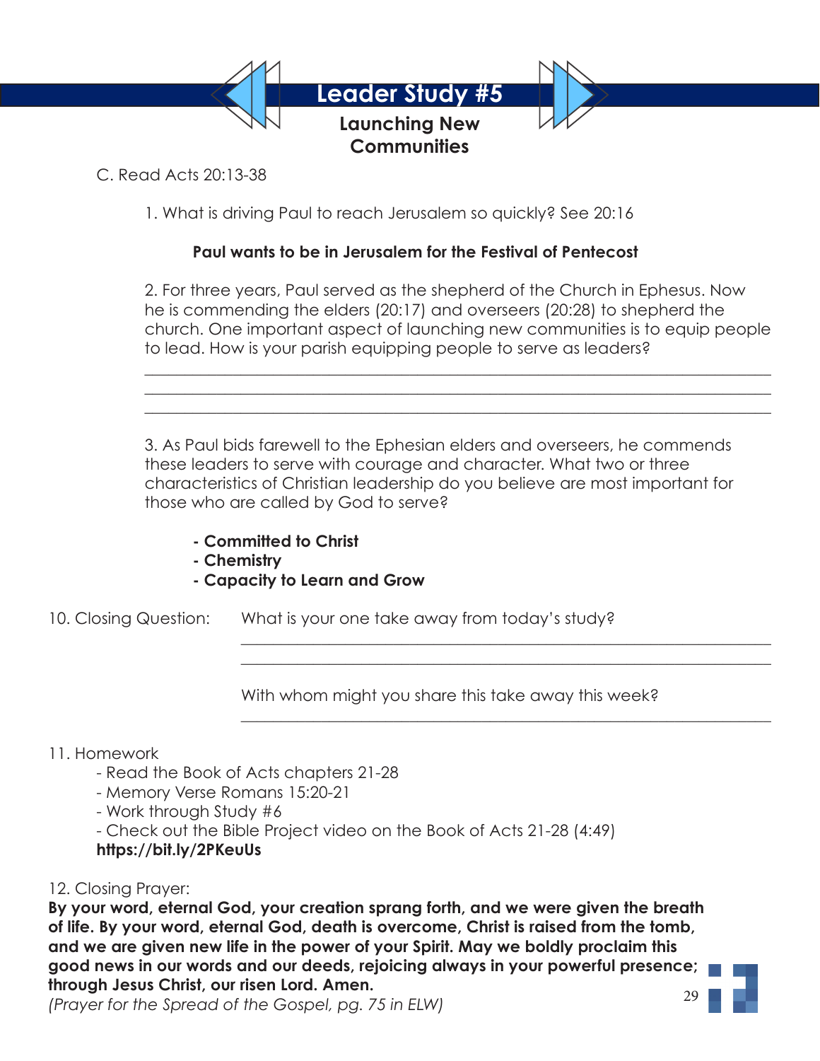# Leader Study #5

## Launching New Communities

C. Read Acts 20:13-38

1. What is driving Paul to reach Jerusalem so quickly? See 20:16

   **Paul wants to be in Jerusalem for the Festival of Pentecost**

2. For three years, Paul served as the shepherd of the Church in Ephesus. Now he is commending the elders (20:17) and overseers (20:28) to shepherd the church. One important aspect of launching new communities is to equip people to lead. How is your parish equipping people to serve as leaders?

   ______________________________________________________________________
   ______________________________________________________________________
   ______________________________________________________________________

3. As Paul bids farewell to the Ephesian elders and overseers, he commends these leaders to serve with courage and character. What two or three characteristics of Christian leadership do you believe are most important for those who are called by God to serve?

   **- Committed to Christ**
   **- Chemistry**
   **- Capacity to Learn and Grow**

10. Closing Question: What is your one take away from today's study?

    ______________________________________________________________________
    ______________________________________________________________________

    With whom might you share this take away this week?

    ______________________________________________________________________

11. Homework
    - Read the Book of Acts chapters 21-28
    - Memory Verse Romans 15:20-21
    - Work through Study #6
    - Check out the Bible Project video on the Book of Acts 21-28 (4:49)

    **https://bit.ly/2PKeuUs**

12. Closing Prayer:

**By your word, eternal God, your creation sprang forth, and we were given the breath of life. By your word, eternal God, death is overcome, Christ is raised from the tomb, and we are given new life in the power of your Spirit. May we boldly proclaim this good news in our words and our deeds, rejoicing always in your powerful presence; through Jesus Christ, our risen Lord. Amen.**

*(Prayer for the Spread of the Gospel, pg. 75 in ELW)*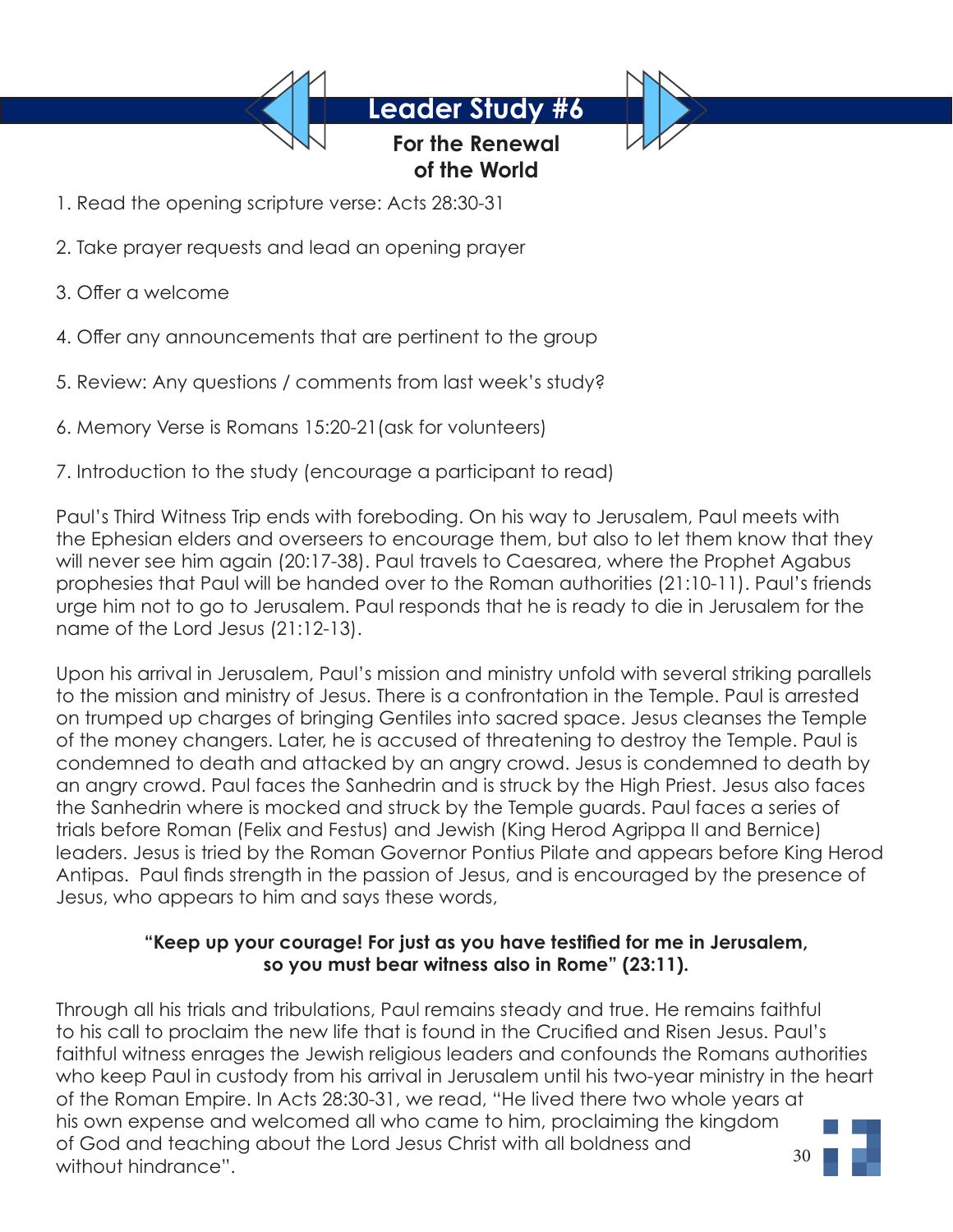# Leader Study #6

## For the Renewal of the World

1. Read the opening scripture verse: Acts 28:30-31

2. Take prayer requests and lead an opening prayer

3. Offer a welcome

4. Offer any announcements that are pertinent to the group

5. Review: Any questions / comments from last week's study?

6. Memory Verse is Romans 15:20-21(ask for volunteers)

7. Introduction to the study (encourage a participant to read)

Paul's Third Witness Trip ends with foreboding. On his way to Jerusalem, Paul meets with the Ephesian elders and overseers to encourage them, but also to let them know that they will never see him again (20:17-38). Paul travels to Caesarea, where the Prophet Agabus prophesies that Paul will be handed over to the Roman authorities (21:10-11). Paul's friends urge him not to go to Jerusalem. Paul responds that he is ready to die in Jerusalem for the name of the Lord Jesus (21:12-13).

Upon his arrival in Jerusalem, Paul's mission and ministry unfold with several striking parallels to the mission and ministry of Jesus. There is a confrontation in the Temple. Paul is arrested on trumped up charges of bringing Gentiles into sacred space. Jesus cleanses the Temple of the money changers. Later, he is accused of threatening to destroy the Temple. Paul is condemned to death and attacked by an angry crowd. Jesus is condemned to death by an angry crowd. Paul faces the Sanhedrin and is struck by the High Priest. Jesus also faces the Sanhedrin where is mocked and struck by the Temple guards. Paul faces a series of trials before Roman (Felix and Festus) and Jewish (King Herod Agrippa II and Bernice) leaders. Jesus is tried by the Roman Governor Pontius Pilate and appears before King Herod Antipas. Paul finds strength in the passion of Jesus, and is encouraged by the presence of Jesus, who appears to him and says these words,

**"Keep up your courage! For just as you have testified for me in Jerusalem, so you must bear witness also in Rome" (23:11).**

Through all his trials and tribulations, Paul remains steady and true. He remains faithful to his call to proclaim the new life that is found in the Crucified and Risen Jesus. Paul's faithful witness enrages the Jewish religious leaders and confounds the Romans authorities who keep Paul in custody from his arrival in Jerusalem until his two-year ministry in the heart of the Roman Empire. In Acts 28:30-31, we read, "He lived there two whole years at his own expense and welcomed all who came to him, proclaiming the kingdom of God and teaching about the Lord Jesus Christ with all boldness and without hindrance".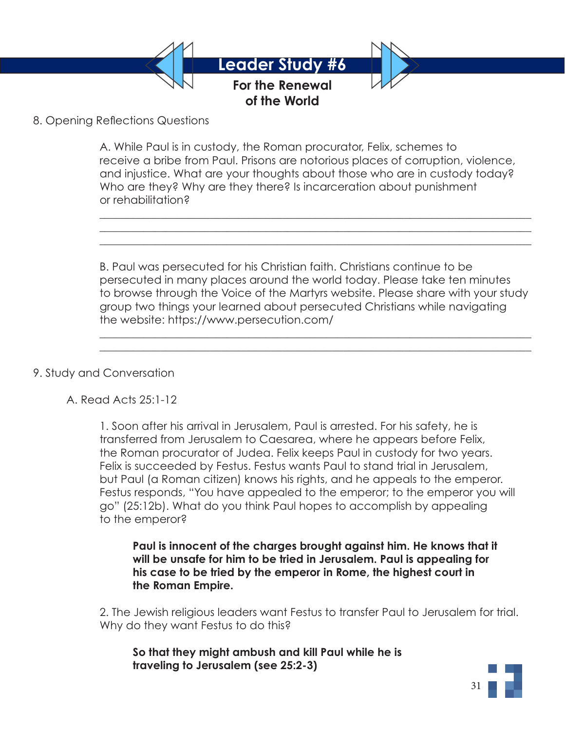# Leader Study #6

## For the Renewal of the World

8. Opening Reflections Questions

A. While Paul is in custody, the Roman procurator, Felix, schemes to receive a bribe from Paul. Prisons are notorious places of corruption, violence, and injustice. What are your thoughts about those who are in custody today? Who are they? Why are they there? Is incarceration about punishment or rehabilitation?

_______________________________________________________________________________
_______________________________________________________________________________
_______________________________________________________________________________

B. Paul was persecuted for his Christian faith. Christians continue to be persecuted in many places around the world today. Please take ten minutes to browse through the Voice of the Martyrs website. Please share with your study group two things your learned about persecuted Christians while navigating the website: https://www.persecution.com/

_______________________________________________________________________________
_______________________________________________________________________________

9. Study and Conversation

A. Read Acts 25:1-12

1. Soon after his arrival in Jerusalem, Paul is arrested. For his safety, he is transferred from Jerusalem to Caesarea, where he appears before Felix, the Roman procurator of Judea. Felix keeps Paul in custody for two years. Felix is succeeded by Festus. Festus wants Paul to stand trial in Jerusalem, but Paul (a Roman citizen) knows his rights, and he appeals to the emperor. Festus responds, "You have appealed to the emperor; to the emperor you will go" (25:12b). What do you think Paul hopes to accomplish by appealing to the emperor?

**Paul is innocent of the charges brought against him. He knows that it will be unsafe for him to be tried in Jerusalem. Paul is appealing for his case to be tried by the emperor in Rome, the highest court in the Roman Empire.**

2. The Jewish religious leaders want Festus to transfer Paul to Jerusalem for trial. Why do they want Festus to do this?

**So that they might ambush and kill Paul while he is traveling to Jerusalem (see 25:2-3)**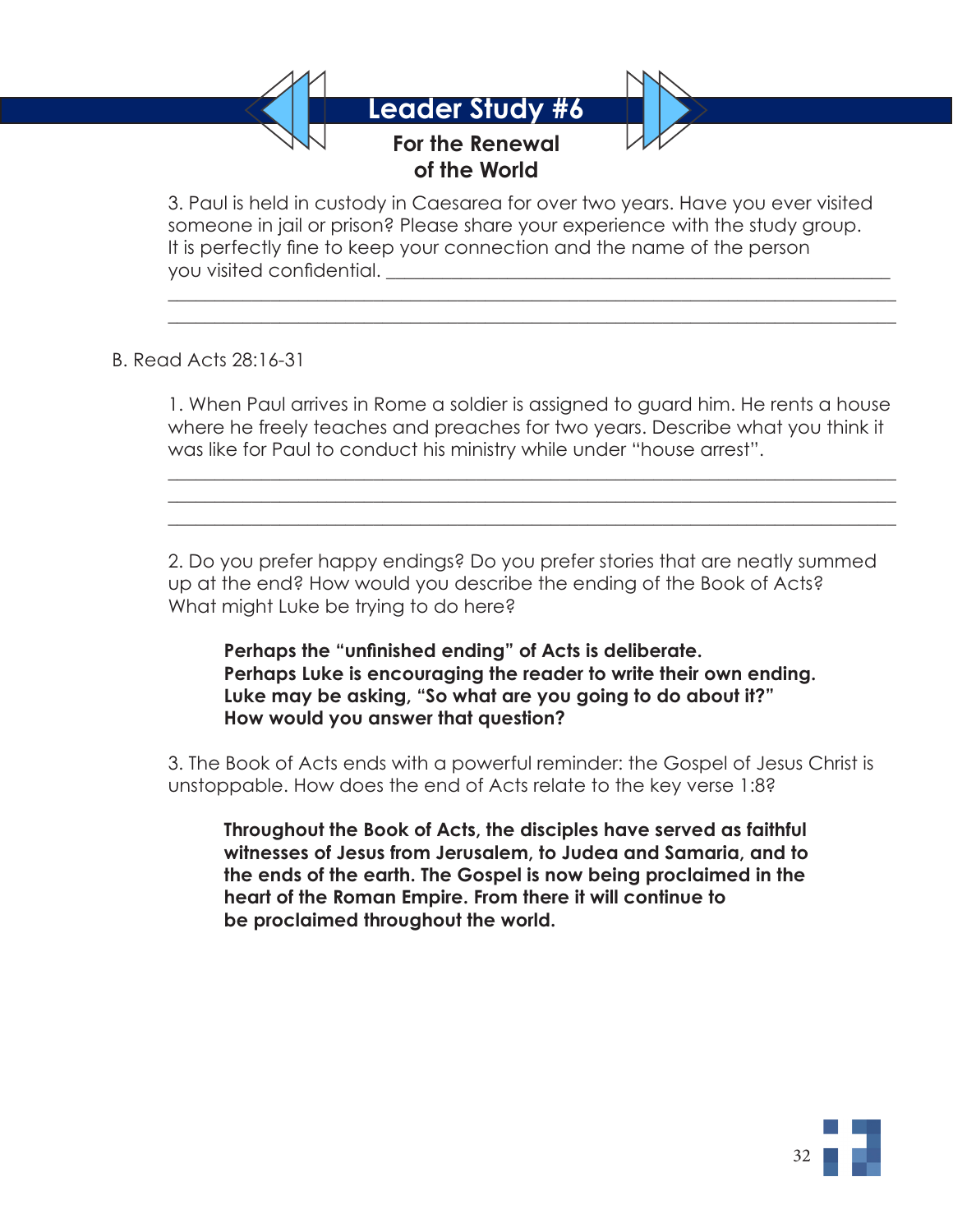# Leader Study #6

## For the Renewal of the World

3. Paul is held in custody in Caesarea for over two years. Have you ever visited someone in jail or prison? Please share your experience with the study group. It is perfectly fine to keep your connection and the name of the person you visited confidential. ______________________________________________

______________________________________________________________________

______________________________________________________________________

B. Read Acts 28:16-31

1. When Paul arrives in Rome a soldier is assigned to guard him. He rents a house where he freely teaches and preaches for two years. Describe what you think it was like for Paul to conduct his ministry while under "house arrest".

______________________________________________________________________

______________________________________________________________________

______________________________________________________________________

2. Do you prefer happy endings? Do you prefer stories that are neatly summed up at the end? How would you describe the ending of the Book of Acts? What might Luke be trying to do here?

> **Perhaps the "unfinished ending" of Acts is deliberate.**
> **Perhaps Luke is encouraging the reader to write their own ending.**
> **Luke may be asking, "So what are you going to do about it?"**
> **How would you answer that question?**

3. The Book of Acts ends with a powerful reminder: the Gospel of Jesus Christ is unstoppable. How does the end of Acts relate to the key verse 1:8?

> **Throughout the Book of Acts, the disciples have served as faithful witnesses of Jesus from Jerusalem, to Judea and Samaria, and to the ends of the earth. The Gospel is now being proclaimed in the heart of the Roman Empire. From there it will continue to be proclaimed throughout the world.**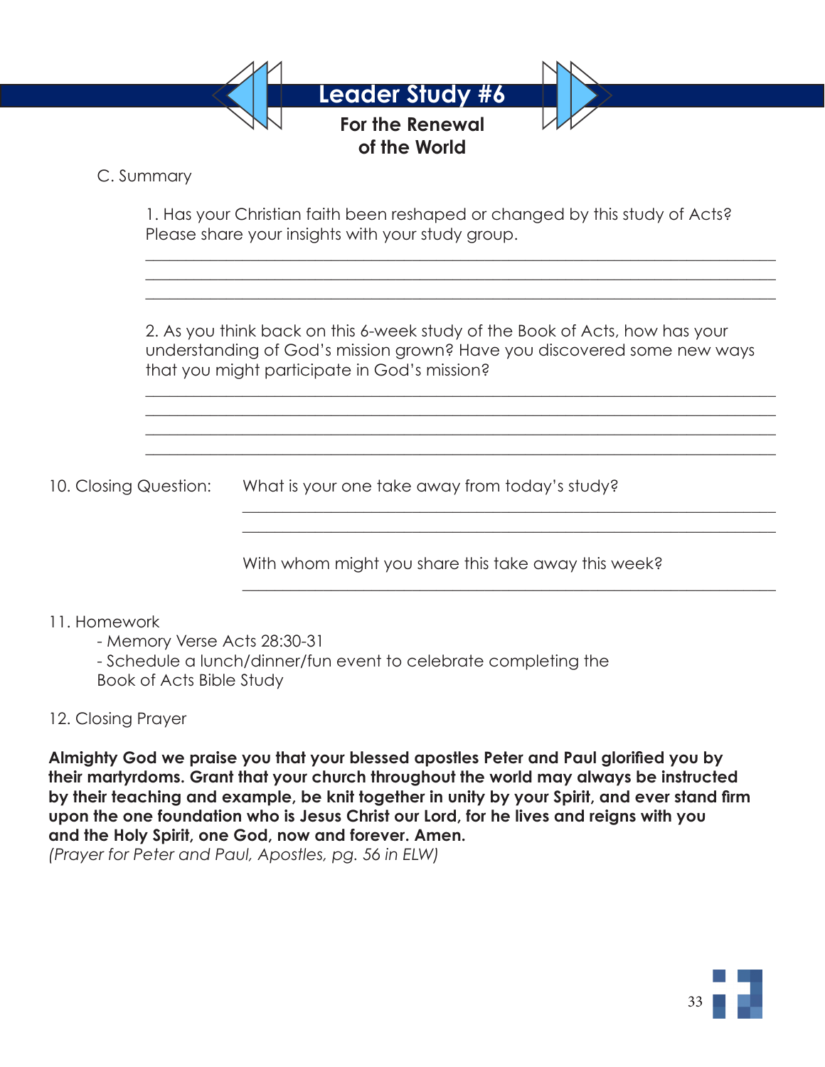# Leader Study #6

## For the Renewal of the World

C. Summary

1. Has your Christian faith been reshaped or changed by this study of Acts? Please share your insights with your study group.

______________________________________________________________________
______________________________________________________________________
______________________________________________________________________

2. As you think back on this 6-week study of the Book of Acts, how has your understanding of God's mission grown? Have you discovered some new ways that you might participate in God's mission?

______________________________________________________________________
______________________________________________________________________
______________________________________________________________________
______________________________________________________________________

10. Closing Question: What is your one take away from today's study?

______________________________________________________________________
______________________________________________________________________

With whom might you share this take away this week?

______________________________________________________________________

11. Homework
- Memory Verse Acts 28:30-31
- Schedule a lunch/dinner/fun event to celebrate completing the Book of Acts Bible Study

12. Closing Prayer

**Almighty God we praise you that your blessed apostles Peter and Paul glorified you by their martyrdoms. Grant that your church throughout the world may always be instructed by their teaching and example, be knit together in unity by your Spirit, and ever stand firm upon the one foundation who is Jesus Christ our Lord, for he lives and reigns with you and the Holy Spirit, one God, now and forever. Amen.**
*(Prayer for Peter and Paul, Apostles, pg. 56 in ELW)*